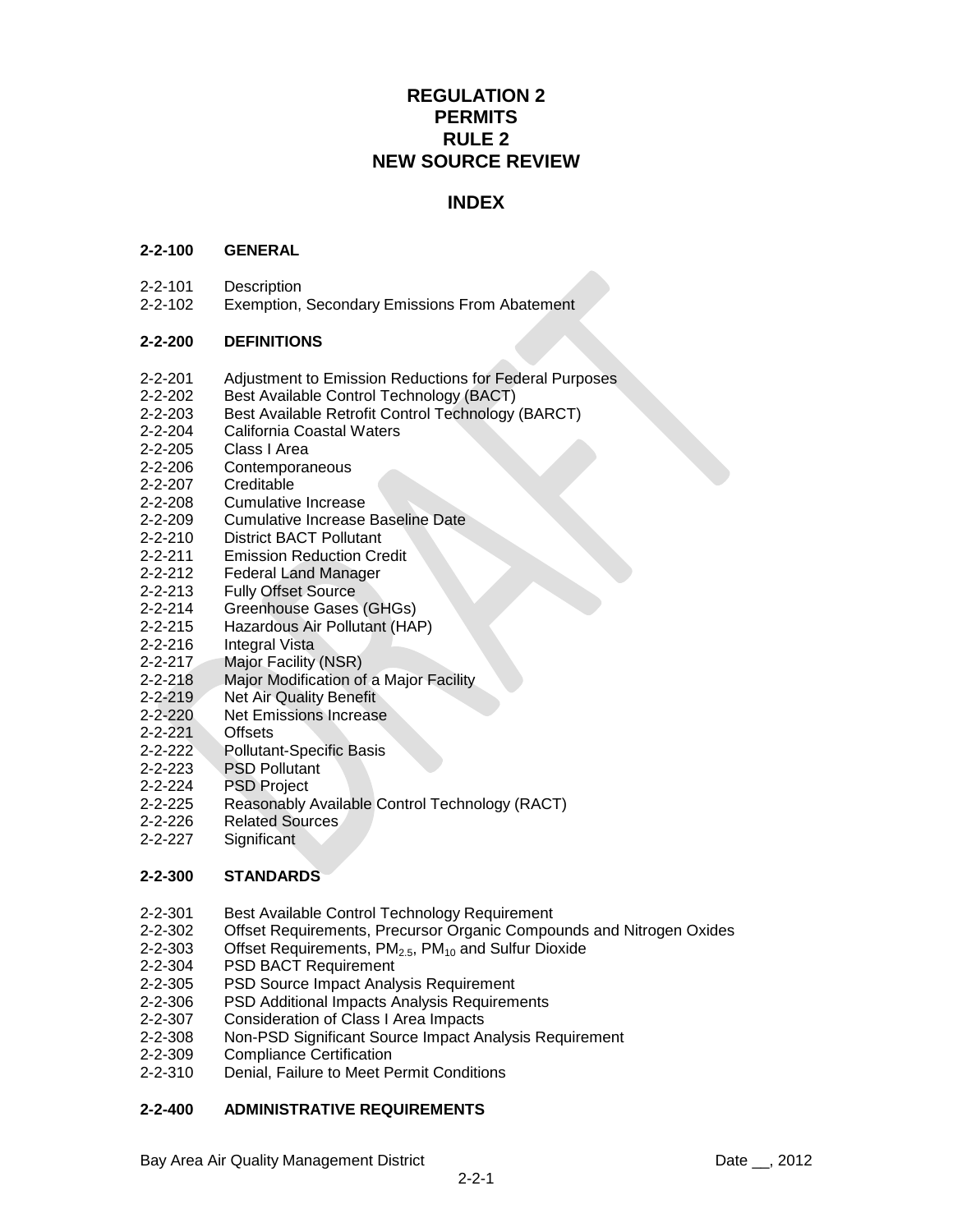# REGULATION 2
# PERMITS
# RULE 2
# NEW SOURCE REVIEW

## INDEX

**2-2-100 GENERAL**

2-2-101 Description
2-2-102 Exemption, Secondary Emissions From Abatement

**2-2-200 DEFINITIONS**

2-2-201 Adjustment to Emission Reductions for Federal Purposes
2-2-202 Best Available Control Technology (BACT)
2-2-203 Best Available Retrofit Control Technology (BARCT)
2-2-204 California Coastal Waters
2-2-205 Class I Area
2-2-206 Contemporaneous
2-2-207 Creditable
2-2-208 Cumulative Increase
2-2-209 Cumulative Increase Baseline Date
2-2-210 District BACT Pollutant
2-2-211 Emission Reduction Credit
2-2-212 Federal Land Manager
2-2-213 Fully Offset Source
2-2-214 Greenhouse Gases (GHGs)
2-2-215 Hazardous Air Pollutant (HAP)
2-2-216 Integral Vista
2-2-217 Major Facility (NSR)
2-2-218 Major Modification of a Major Facility
2-2-219 Net Air Quality Benefit
2-2-220 Net Emissions Increase
2-2-221 Offsets
2-2-222 Pollutant-Specific Basis
2-2-223 PSD Pollutant
2-2-224 PSD Project
2-2-225 Reasonably Available Control Technology (RACT)
2-2-226 Related Sources
2-2-227 Significant

**2-2-300 STANDARDS**

2-2-301 Best Available Control Technology Requirement
2-2-302 Offset Requirements, Precursor Organic Compounds and Nitrogen Oxides
2-2-303 Offset Requirements, $PM_{2.5}$, $PM_{10}$ and Sulfur Dioxide
2-2-304 PSD BACT Requirement
2-2-305 PSD Source Impact Analysis Requirement
2-2-306 PSD Additional Impacts Analysis Requirements
2-2-307 Consideration of Class I Area Impacts
2-2-308 Non-PSD Significant Source Impact Analysis Requirement
2-2-309 Compliance Certification
2-2-310 Denial, Failure to Meet Permit Conditions

**2-2-400 ADMINISTRATIVE REQUIREMENTS**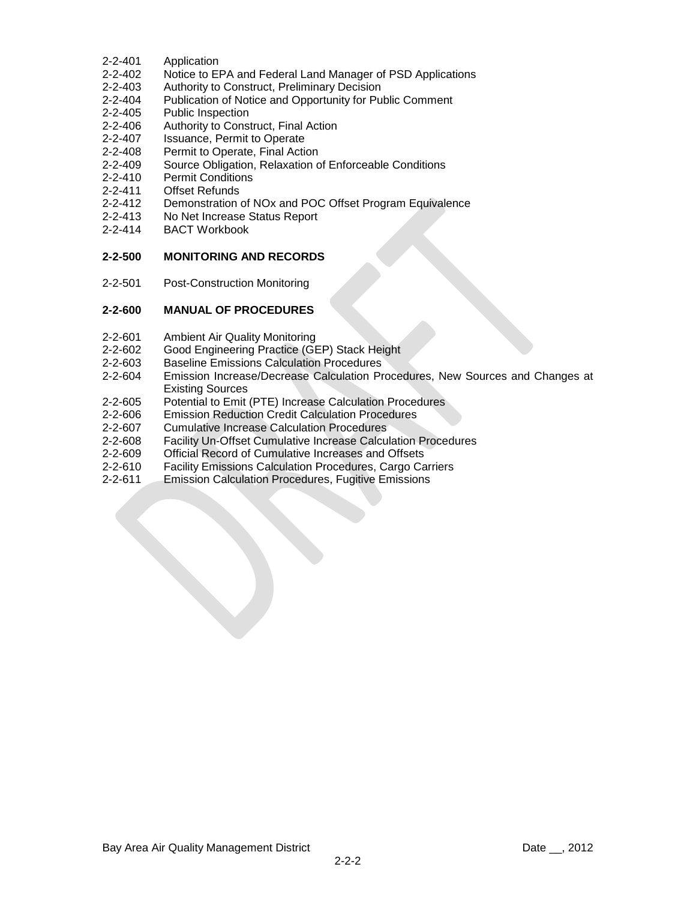2-2-401 Application
2-2-402 Notice to EPA and Federal Land Manager of PSD Applications
2-2-403 Authority to Construct, Preliminary Decision
2-2-404 Publication of Notice and Opportunity for Public Comment
2-2-405 Public Inspection
2-2-406 Authority to Construct, Final Action
2-2-407 Issuance, Permit to Operate
2-2-408 Permit to Operate, Final Action
2-2-409 Source Obligation, Relaxation of Enforceable Conditions
2-2-410 Permit Conditions
2-2-411 Offset Refunds
2-2-412 Demonstration of NOx and POC Offset Program Equivalence
2-2-413 No Net Increase Status Report
2-2-414 BACT Workbook

**2-2-500 MONITORING AND RECORDS**

2-2-501 Post-Construction Monitoring

**2-2-600 MANUAL OF PROCEDURES**

2-2-601 Ambient Air Quality Monitoring
2-2-602 Good Engineering Practice (GEP) Stack Height
2-2-603 Baseline Emissions Calculation Procedures
2-2-604 Emission Increase/Decrease Calculation Procedures, New Sources and Changes at Existing Sources
2-2-605 Potential to Emit (PTE) Increase Calculation Procedures
2-2-606 Emission Reduction Credit Calculation Procedures
2-2-607 Cumulative Increase Calculation Procedures
2-2-608 Facility Un-Offset Cumulative Increase Calculation Procedures
2-2-609 Official Record of Cumulative Increases and Offsets
2-2-610 Facility Emissions Calculation Procedures, Cargo Carriers
2-2-611 Emission Calculation Procedures, Fugitive Emissions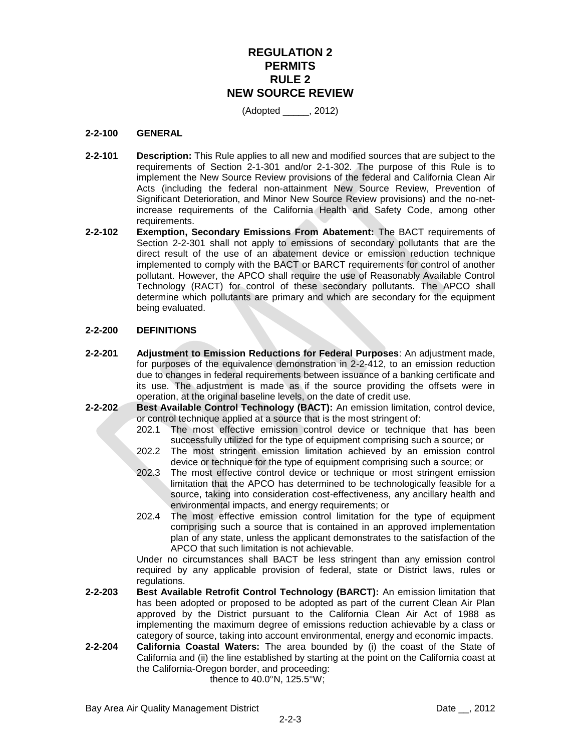# REGULATION 2
# PERMITS
# RULE 2
# NEW SOURCE REVIEW

(Adopted _____, 2012)

## 2-2-100 GENERAL

**2-2-101 Description:** This Rule applies to all new and modified sources that are subject to the requirements of Section 2-1-301 and/or 2-1-302. The purpose of this Rule is to implement the New Source Review provisions of the federal and California Clean Air Acts (including the federal non-attainment New Source Review, Prevention of Significant Deterioration, and Minor New Source Review provisions) and the no-net-increase requirements of the California Health and Safety Code, among other requirements.

**2-2-102 Exemption, Secondary Emissions From Abatement:** The BACT requirements of Section 2-2-301 shall not apply to emissions of secondary pollutants that are the direct result of the use of an abatement device or emission reduction technique implemented to comply with the BACT or BARCT requirements for control of another pollutant. However, the APCO shall require the use of Reasonably Available Control Technology (RACT) for control of these secondary pollutants. The APCO shall determine which pollutants are primary and which are secondary for the equipment being evaluated.

## 2-2-200 DEFINITIONS

**2-2-201 Adjustment to Emission Reductions for Federal Purposes**: An adjustment made, for purposes of the equivalence demonstration in 2-2-412, to an emission reduction due to changes in federal requirements between issuance of a banking certificate and its use. The adjustment is made as if the source providing the offsets were in operation, at the original baseline levels, on the date of credit use.

**2-2-202 Best Available Control Technology (BACT):** An emission limitation, control device, or control technique applied at a source that is the most stringent of:

- 202.1 The most effective emission control device or technique that has been successfully utilized for the type of equipment comprising such a source; or
- 202.2 The most stringent emission limitation achieved by an emission control device or technique for the type of equipment comprising such a source; or
- 202.3 The most effective control device or technique or most stringent emission limitation that the APCO has determined to be technologically feasible for a source, taking into consideration cost-effectiveness, any ancillary health and environmental impacts, and energy requirements; or
- 202.4 The most effective emission control limitation for the type of equipment comprising such a source that is contained in an approved implementation plan of any state, unless the applicant demonstrates to the satisfaction of the APCO that such limitation is not achievable.

Under no circumstances shall BACT be less stringent than any emission control required by any applicable provision of federal, state or District laws, rules or regulations.

**2-2-203 Best Available Retrofit Control Technology (BARCT):** An emission limitation that has been adopted or proposed to be adopted as part of the current Clean Air Plan approved by the District pursuant to the California Clean Air Act of 1988 as implementing the maximum degree of emissions reduction achievable by a class or category of source, taking into account environmental, energy and economic impacts.

**2-2-204 California Coastal Waters:** The area bounded by (i) the coast of the State of California and (ii) the line established by starting at the point on the California coast at the California-Oregon border, and proceeding:

thence to 40.0°N, 125.5°W;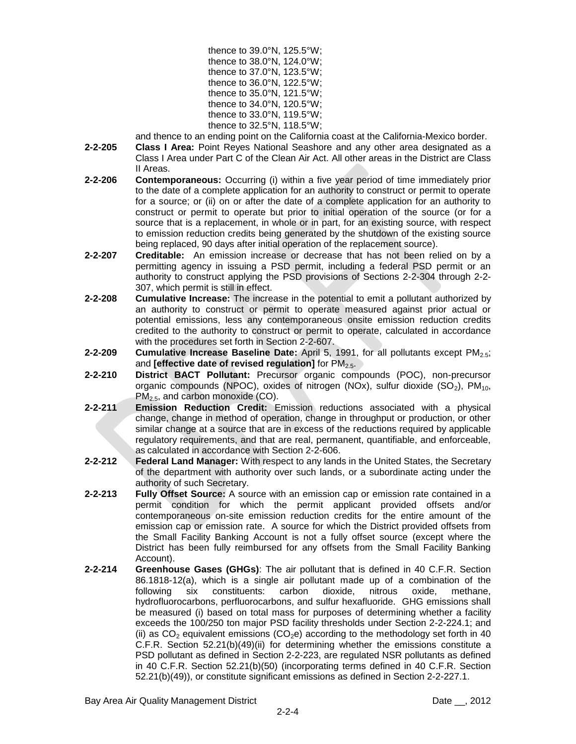thence to 39.0°N, 125.5°W;
thence to 38.0°N, 124.0°W;
thence to 37.0°N, 123.5°W;
thence to 36.0°N, 122.5°W;
thence to 35.0°N, 121.5°W;
thence to 34.0°N, 120.5°W;
thence to 33.0°N, 119.5°W;
thence to 32.5°N, 118.5°W;

and thence to an ending point on the California coast at the California-Mexico border.

**2-2-205** **Class I Area:** Point Reyes National Seashore and any other area designated as a Class I Area under Part C of the Clean Air Act. All other areas in the District are Class II Areas.

**2-2-206** **Contemporaneous:** Occurring (i) within a five year period of time immediately prior to the date of a complete application for an authority to construct or permit to operate for a source; or (ii) on or after the date of a complete application for an authority to construct or permit to operate but prior to initial operation of the source (or for a source that is a replacement, in whole or in part, for an existing source, with respect to emission reduction credits being generated by the shutdown of the existing source being replaced, 90 days after initial operation of the replacement source).

**2-2-207** **Creditable:** An emission increase or decrease that has not been relied on by a permitting agency in issuing a PSD permit, including a federal PSD permit or an authority to construct applying the PSD provisions of Sections 2-2-304 through 2-2-307, which permit is still in effect.

**2-2-208** **Cumulative Increase:** The increase in the potential to emit a pollutant authorized by an authority to construct or permit to operate measured against prior actual or potential emissions, less any contemporaneous onsite emission reduction credits credited to the authority to construct or permit to operate, calculated in accordance with the procedures set forth in Section 2-2-607.

**2-2-209** **Cumulative Increase Baseline Date:** April 5, 1991, for all pollutants except $PM_{2.5}$; and **[effective date of revised regulation]** for $PM_{2.5}$.

**2-2-210** **District BACT Pollutant:** Precursor organic compounds (POC), non-precursor organic compounds (NPOC), oxides of nitrogen (NOx), sulfur dioxide ($SO_2$), $PM_{10}$, $PM_{2.5}$, and carbon monoxide (CO).

**2-2-211** **Emission Reduction Credit:** Emission reductions associated with a physical change, change in method of operation, change in throughput or production, or other similar change at a source that are in excess of the reductions required by applicable regulatory requirements, and that are real, permanent, quantifiable, and enforceable, as calculated in accordance with Section 2-2-606.

**2-2-212** **Federal Land Manager:** With respect to any lands in the United States, the Secretary of the department with authority over such lands, or a subordinate acting under the authority of such Secretary.

**2-2-213** **Fully Offset Source:** A source with an emission cap or emission rate contained in a permit condition for which the permit applicant provided offsets and/or contemporaneous on-site emission reduction credits for the entire amount of the emission cap or emission rate. A source for which the District provided offsets from the Small Facility Banking Account is not a fully offset source (except where the District has been fully reimbursed for any offsets from the Small Facility Banking Account).

**2-2-214** **Greenhouse Gases (GHGs)**: The air pollutant that is defined in 40 C.F.R. Section 86.1818-12(a), which is a single air pollutant made up of a combination of the following six constituents: carbon dioxide, nitrous oxide, methane, hydrofluorocarbons, perfluorocarbons, and sulfur hexafluoride. GHG emissions shall be measured (i) based on total mass for purposes of determining whether a facility exceeds the 100/250 ton major PSD facility thresholds under Section 2-2-224.1; and (ii) as $CO_2$ equivalent emissions ($CO_2e$) according to the methodology set forth in 40 C.F.R. Section 52.21(b)(49)(ii) for determining whether the emissions constitute a PSD pollutant as defined in Section 2-2-223, are regulated NSR pollutants as defined in 40 C.F.R. Section 52.21(b)(50) (incorporating terms defined in 40 C.F.R. Section 52.21(b)(49)), or constitute significant emissions as defined in Section 2-2-227.1.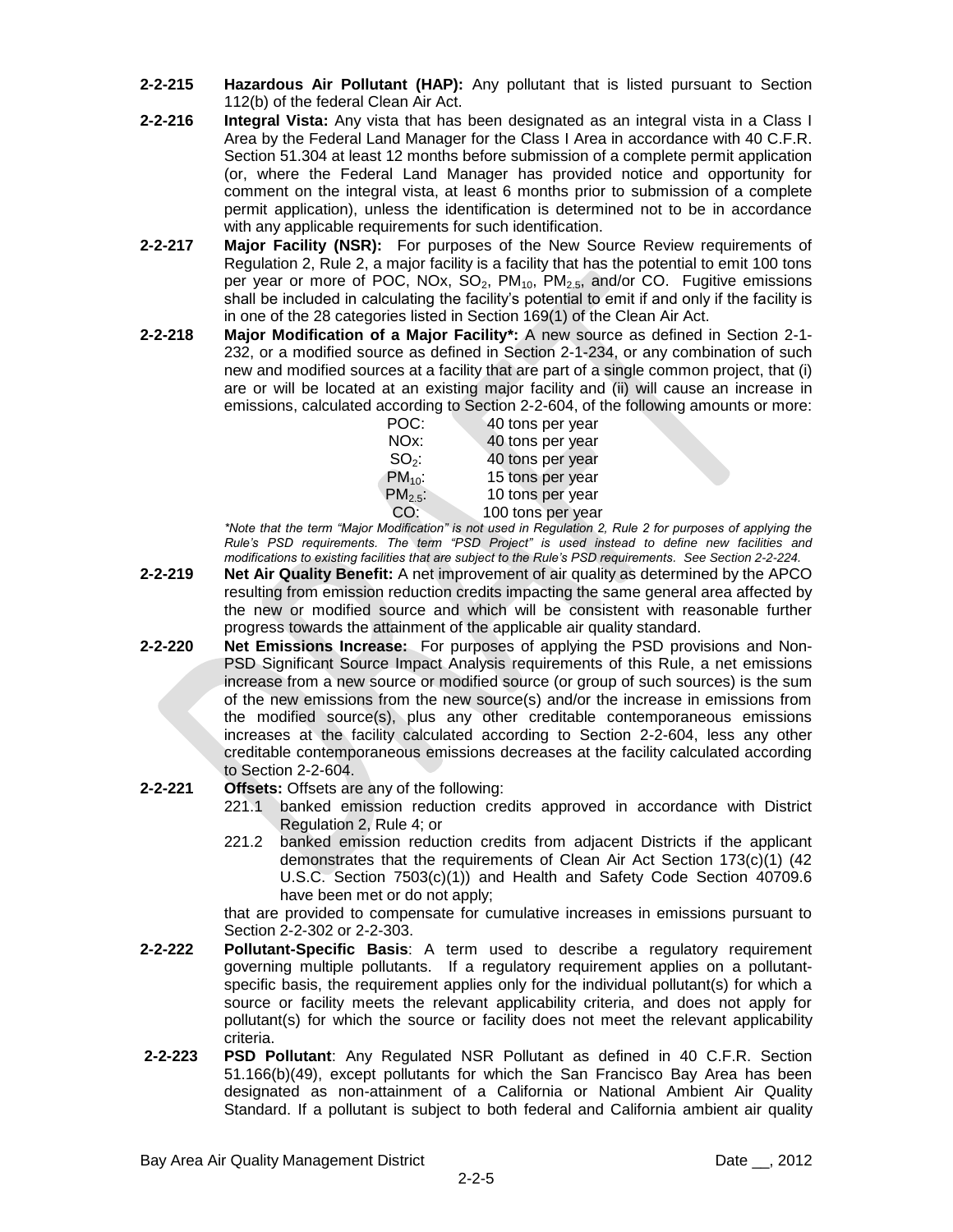**2-2-215 Hazardous Air Pollutant (HAP):** Any pollutant that is listed pursuant to Section 112(b) of the federal Clean Air Act.

**2-2-216 Integral Vista:** Any vista that has been designated as an integral vista in a Class I Area by the Federal Land Manager for the Class I Area in accordance with 40 C.F.R. Section 51.304 at least 12 months before submission of a complete permit application (or, where the Federal Land Manager has provided notice and opportunity for comment on the integral vista, at least 6 months prior to submission of a complete permit application), unless the identification is determined not to be in accordance with any applicable requirements for such identification.

**2-2-217 Major Facility (NSR):** For purposes of the New Source Review requirements of Regulation 2, Rule 2, a major facility is a facility that has the potential to emit 100 tons per year or more of POC, NOx, $SO_2$, $PM_{10}$, $PM_{2.5}$, and/or CO. Fugitive emissions shall be included in calculating the facility's potential to emit if and only if the facility is in one of the 28 categories listed in Section 169(1) of the Clean Air Act.

**2-2-218 Major Modification of a Major Facility\*:** A new source as defined in Section 2-1-232, or a modified source as defined in Section 2-1-234, or any combination of such new and modified sources at a facility that are part of a single common project, that (i) are or will be located at an existing major facility and (ii) will cause an increase in emissions, calculated according to Section 2-2-604, of the following amounts or more:

| | |
|---|---|
| POC: | 40 tons per year |
| NOx: | 40 tons per year |
| $SO_2$: | 40 tons per year |
| $PM_{10}$: | 15 tons per year |
| $PM_{2.5}$: | 10 tons per year |
| CO: | 100 tons per year |

*\*Note that the term "Major Modification" is not used in Regulation 2, Rule 2 for purposes of applying the Rule's PSD requirements. The term "PSD Project" is used instead to define new facilities and modifications to existing facilities that are subject to the Rule's PSD requirements. See Section 2-2-224.*

**2-2-219 Net Air Quality Benefit:** A net improvement of air quality as determined by the APCO resulting from emission reduction credits impacting the same general area affected by the new or modified source and which will be consistent with reasonable further progress towards the attainment of the applicable air quality standard.

**2-2-220 Net Emissions Increase:** For purposes of applying the PSD provisions and Non-PSD Significant Source Impact Analysis requirements of this Rule, a net emissions increase from a new source or modified source (or group of such sources) is the sum of the new emissions from the new source(s) and/or the increase in emissions from the modified source(s), plus any other creditable contemporaneous emissions increases at the facility calculated according to Section 2-2-604, less any other creditable contemporaneous emissions decreases at the facility calculated according to Section 2-2-604.

**2-2-221 Offsets:** Offsets are any of the following:

221.1 banked emission reduction credits approved in accordance with District Regulation 2, Rule 4; or

221.2 banked emission reduction credits from adjacent Districts if the applicant demonstrates that the requirements of Clean Air Act Section 173(c)(1) (42 U.S.C. Section 7503(c)(1)) and Health and Safety Code Section 40709.6 have been met or do not apply;

that are provided to compensate for cumulative increases in emissions pursuant to Section 2-2-302 or 2-2-303.

**2-2-222 Pollutant-Specific Basis**: A term used to describe a regulatory requirement governing multiple pollutants. If a regulatory requirement applies on a pollutant-specific basis, the requirement applies only for the individual pollutant(s) for which a source or facility meets the relevant applicability criteria, and does not apply for pollutant(s) for which the source or facility does not meet the relevant applicability criteria.

**2-2-223 PSD Pollutant**: Any Regulated NSR Pollutant as defined in 40 C.F.R. Section 51.166(b)(49), except pollutants for which the San Francisco Bay Area has been designated as non-attainment of a California or National Ambient Air Quality Standard. If a pollutant is subject to both federal and California ambient air quality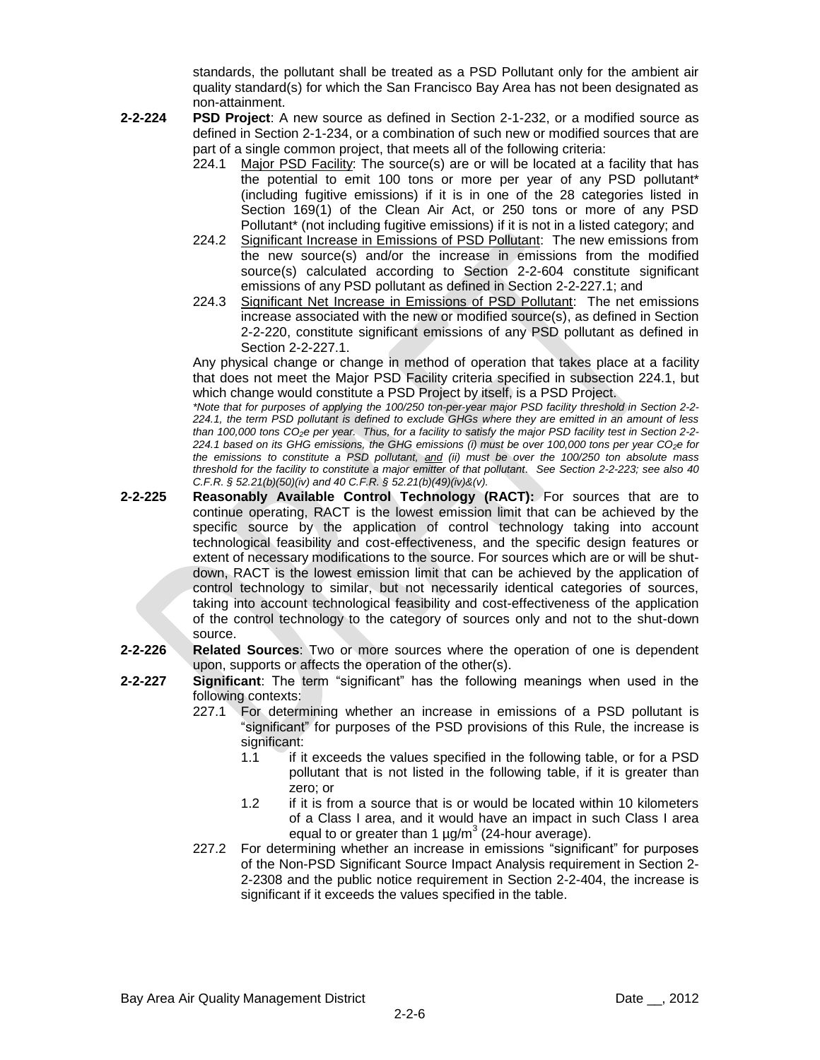standards, the pollutant shall be treated as a PSD Pollutant only for the ambient air quality standard(s) for which the San Francisco Bay Area has not been designated as non-attainment.

**2-2-224 PSD Project**: A new source as defined in Section 2-1-232, or a modified source as defined in Section 2-1-234, or a combination of such new or modified sources that are part of a single common project, that meets all of the following criteria:

224.1 Major PSD Facility: The source(s) are or will be located at a facility that has the potential to emit 100 tons or more per year of any PSD pollutant* (including fugitive emissions) if it is in one of the 28 categories listed in Section 169(1) of the Clean Air Act, or 250 tons or more of any PSD Pollutant* (not including fugitive emissions) if it is not in a listed category; and

224.2 Significant Increase in Emissions of PSD Pollutant: The new emissions from the new source(s) and/or the increase in emissions from the modified source(s) calculated according to Section 2-2-604 constitute significant emissions of any PSD pollutant as defined in Section 2-2-227.1; and

224.3 Significant Net Increase in Emissions of PSD Pollutant: The net emissions increase associated with the new or modified source(s), as defined in Section 2-2-220, constitute significant emissions of any PSD pollutant as defined in Section 2-2-227.1.

Any physical change or change in method of operation that takes place at a facility that does not meet the Major PSD Facility criteria specified in subsection 224.1, but which change would constitute a PSD Project by itself, is a PSD Project.

*\*Note that for purposes of applying the 100/250 ton-per-year major PSD facility threshold in Section 2-2-224.1, the term PSD pollutant is defined to exclude GHGs where they are emitted in an amount of less than 100,000 tons $CO_2e$ per year. Thus, for a facility to satisfy the major PSD facility test in Section 2-2-224.1 based on its GHG emissions, the GHG emissions (i) must be over 100,000 tons per year $CO_2e$ for the emissions to constitute a PSD pollutant, and (ii) must be over the 100/250 ton absolute mass threshold for the facility to constitute a major emitter of that pollutant. See Section 2-2-223; see also 40 C.F.R. § 52.21(b)(50)(iv) and 40 C.F.R. § 52.21(b)(49)(iv)&(v).*

**2-2-225 Reasonably Available Control Technology (RACT):** For sources that are to continue operating, RACT is the lowest emission limit that can be achieved by the specific source by the application of control technology taking into account technological feasibility and cost-effectiveness, and the specific design features or extent of necessary modifications to the source. For sources which are or will be shut-down, RACT is the lowest emission limit that can be achieved by the application of control technology to similar, but not necessarily identical categories of sources, taking into account technological feasibility and cost-effectiveness of the application of the control technology to the category of sources only and not to the shut-down source.

**2-2-226 Related Sources**: Two or more sources where the operation of one is dependent upon, supports or affects the operation of the other(s).

**2-2-227 Significant**: The term "significant" has the following meanings when used in the following contexts:

227.1 For determining whether an increase in emissions of a PSD pollutant is "significant" for purposes of the PSD provisions of this Rule, the increase is significant:

1.1 if it exceeds the values specified in the following table, or for a PSD pollutant that is not listed in the following table, if it is greater than zero; or

1.2 if it is from a source that is or would be located within 10 kilometers of a Class I area, and it would have an impact in such Class I area equal to or greater than 1 $\mu g/m^3$ (24-hour average).

227.2 For determining whether an increase in emissions "significant" for purposes of the Non-PSD Significant Source Impact Analysis requirement in Section 2-2-2308 and the public notice requirement in Section 2-2-404, the increase is significant if it exceeds the values specified in the table.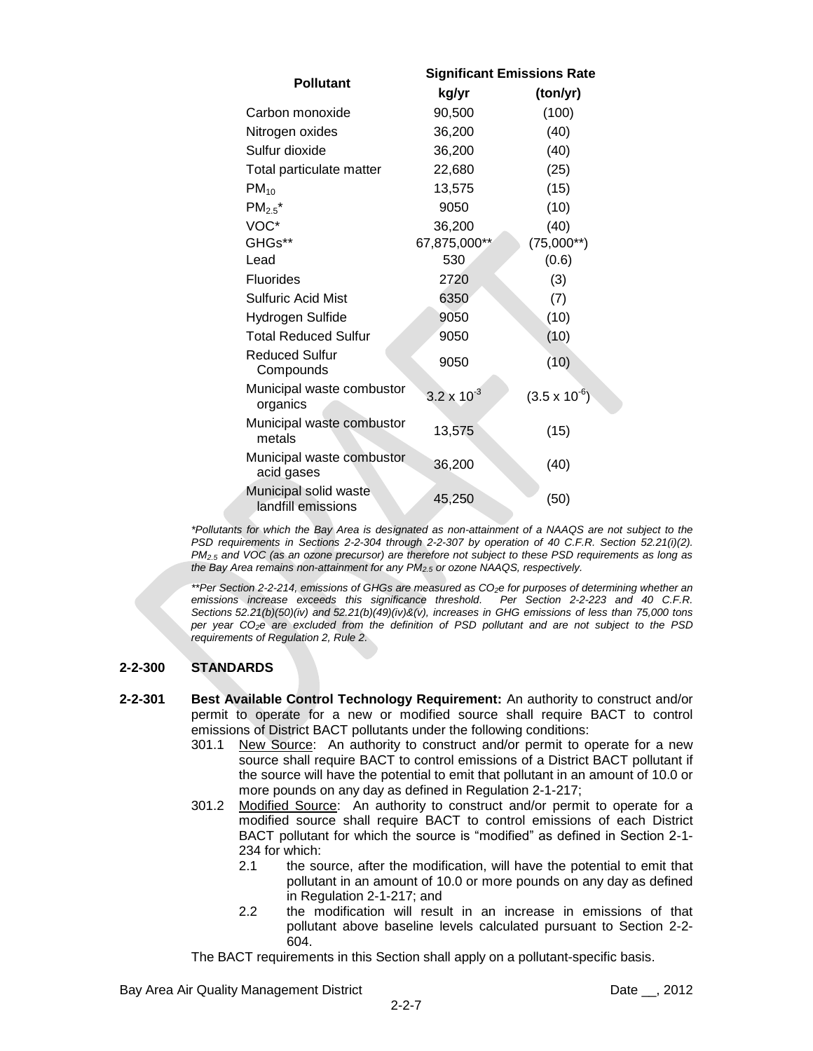| Pollutant | Significant Emissions Rate | |
|---|---|---|
| | kg/yr | (ton/yr) |
| Carbon monoxide | 90,500 | (100) |
| Nitrogen oxides | 36,200 | (40) |
| Sulfur dioxide | 36,200 | (40) |
| Total particulate matter | 22,680 | (25) |
| $PM_{10}$ | 13,575 | (15) |
| $PM_{2.5}$* | 9050 | (10) |
| VOC* | 36,200 | (40) |
| GHGs** | 67,875,000** | (75,000**) |
| Lead | 530 | (0.6) |
| Fluorides | 2720 | (3) |
| Sulfuric Acid Mist | 6350 | (7) |
| Hydrogen Sulfide | 9050 | (10) |
| Total Reduced Sulfur | 9050 | (10) |
| Reduced Sulfur Compounds | 9050 | (10) |
| Municipal waste combustor organics | $3.2 \times 10^{-3}$ | $(3.5 \times 10^{-6})$ |
| Municipal waste combustor metals | 13,575 | (15) |
| Municipal waste combustor acid gases | 36,200 | (40) |
| Municipal solid waste landfill emissions | 45,250 | (50) |

*\*Pollutants for which the Bay Area is designated as non-attainment of a NAAQS are not subject to the PSD requirements in Sections 2-2-304 through 2-2-307 by operation of 40 C.F.R. Section 52.21(i)(2). $PM_{2.5}$ and VOC (as an ozone precursor) are therefore not subject to these PSD requirements as long as the Bay Area remains non-attainment for any $PM_{2.5}$ or ozone NAAQS, respectively.*

*\*\*Per Section 2-2-214, emissions of GHGs are measured as $CO_2e$ for purposes of determining whether an emissions increase exceeds this significance threshold. Per Section 2-2-223 and 40 C.F.R. Sections 52.21(b)(50)(iv) and 52.21(b)(49)(iv)&(v), increases in GHG emissions of less than 75,000 tons per year $CO_2e$ are excluded from the definition of PSD pollutant and are not subject to the PSD requirements of Regulation 2, Rule 2.*

## 2-2-300 STANDARDS

**2-2-301 Best Available Control Technology Requirement:** An authority to construct and/or permit to operate for a new or modified source shall require BACT to control emissions of District BACT pollutants under the following conditions:

301.1 New Source: An authority to construct and/or permit to operate for a new source shall require BACT to control emissions of a District BACT pollutant if the source will have the potential to emit that pollutant in an amount of 10.0 or more pounds on any day as defined in Regulation 2-1-217;

301.2 Modified Source: An authority to construct and/or permit to operate for a modified source shall require BACT to control emissions of each District BACT pollutant for which the source is "modified" as defined in Section 2-1-234 for which:

2.1 the source, after the modification, will have the potential to emit that pollutant in an amount of 10.0 or more pounds on any day as defined in Regulation 2-1-217; and

2.2 the modification will result in an increase in emissions of that pollutant above baseline levels calculated pursuant to Section 2-2-604.

The BACT requirements in this Section shall apply on a pollutant-specific basis.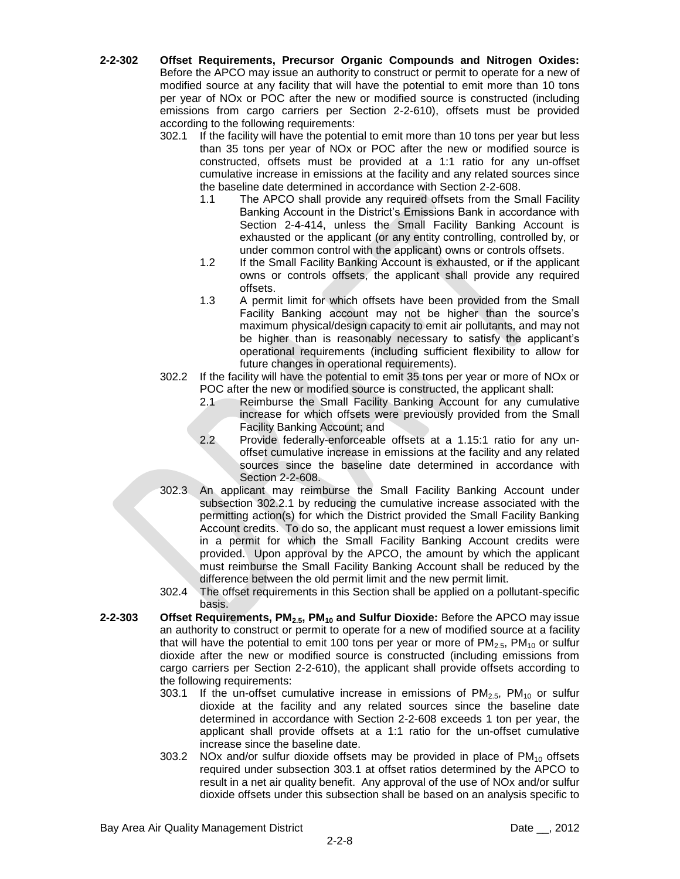**2-2-302 Offset Requirements, Precursor Organic Compounds and Nitrogen Oxides:** Before the APCO may issue an authority to construct or permit to operate for a new of modified source at any facility that will have the potential to emit more than 10 tons per year of NOx or POC after the new or modified source is constructed (including emissions from cargo carriers per Section 2-2-610), offsets must be provided according to the following requirements:

302.1 If the facility will have the potential to emit more than 10 tons per year but less than 35 tons per year of NOx or POC after the new or modified source is constructed, offsets must be provided at a 1:1 ratio for any un-offset cumulative increase in emissions at the facility and any related sources since the baseline date determined in accordance with Section 2-2-608.

1.1 The APCO shall provide any required offsets from the Small Facility Banking Account in the District's Emissions Bank in accordance with Section 2-4-414, unless the Small Facility Banking Account is exhausted or the applicant (or any entity controlling, controlled by, or under common control with the applicant) owns or controls offsets.

1.2 If the Small Facility Banking Account is exhausted, or if the applicant owns or controls offsets, the applicant shall provide any required offsets.

1.3 A permit limit for which offsets have been provided from the Small Facility Banking account may not be higher than the source's maximum physical/design capacity to emit air pollutants, and may not be higher than is reasonably necessary to satisfy the applicant's operational requirements (including sufficient flexibility to allow for future changes in operational requirements).

302.2 If the facility will have the potential to emit 35 tons per year or more of NOx or POC after the new or modified source is constructed, the applicant shall:

2.1 Reimburse the Small Facility Banking Account for any cumulative increase for which offsets were previously provided from the Small Facility Banking Account; and

2.2 Provide federally-enforceable offsets at a 1.15:1 ratio for any un-offset cumulative increase in emissions at the facility and any related sources since the baseline date determined in accordance with Section 2-2-608.

302.3 An applicant may reimburse the Small Facility Banking Account under subsection 302.2.1 by reducing the cumulative increase associated with the permitting action(s) for which the District provided the Small Facility Banking Account credits. To do so, the applicant must request a lower emissions limit in a permit for which the Small Facility Banking Account credits were provided. Upon approval by the APCO, the amount by which the applicant must reimburse the Small Facility Banking Account shall be reduced by the difference between the old permit limit and the new permit limit.

302.4 The offset requirements in this Section shall be applied on a pollutant-specific basis.

**2-2-303 Offset Requirements, $PM_{2.5}$, $PM_{10}$ and Sulfur Dioxide:** Before the APCO may issue an authority to construct or permit to operate for a new of modified source at a facility that will have the potential to emit 100 tons per year or more of $PM_{2.5}$, $PM_{10}$ or sulfur dioxide after the new or modified source is constructed (including emissions from cargo carriers per Section 2-2-610), the applicant shall provide offsets according to the following requirements:

303.1 If the un-offset cumulative increase in emissions of $PM_{2.5}$, $PM_{10}$ or sulfur dioxide at the facility and any related sources since the baseline date determined in accordance with Section 2-2-608 exceeds 1 ton per year, the applicant shall provide offsets at a 1:1 ratio for the un-offset cumulative increase since the baseline date.

303.2 NOx and/or sulfur dioxide offsets may be provided in place of $PM_{10}$ offsets required under subsection 303.1 at offset ratios determined by the APCO to result in a net air quality benefit. Any approval of the use of NOx and/or sulfur dioxide offsets under this subsection shall be based on an analysis specific to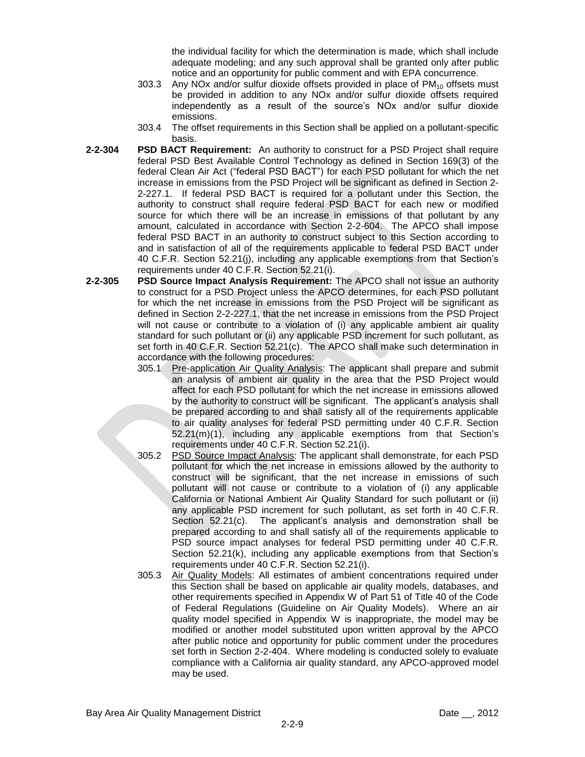the individual facility for which the determination is made, which shall include adequate modeling; and any such approval shall be granted only after public notice and an opportunity for public comment and with EPA concurrence.

303.3 Any NOx and/or sulfur dioxide offsets provided in place of $PM_{10}$ offsets must be provided in addition to any NOx and/or sulfur dioxide offsets required independently as a result of the source's NOx and/or sulfur dioxide emissions.

303.4 The offset requirements in this Section shall be applied on a pollutant-specific basis.

**2-2-304 PSD BACT Requirement:** An authority to construct for a PSD Project shall require federal PSD Best Available Control Technology as defined in Section 169(3) of the federal Clean Air Act ("federal PSD BACT") for each PSD pollutant for which the net increase in emissions from the PSD Project will be significant as defined in Section 2-2-227.1. If federal PSD BACT is required for a pollutant under this Section, the authority to construct shall require federal PSD BACT for each new or modified source for which there will be an increase in emissions of that pollutant by any amount, calculated in accordance with Section 2-2-604. The APCO shall impose federal PSD BACT in an authority to construct subject to this Section according to and in satisfaction of all of the requirements applicable to federal PSD BACT under 40 C.F.R. Section 52.21(j), including any applicable exemptions from that Section's requirements under 40 C.F.R. Section 52.21(i).

**2-2-305 PSD Source Impact Analysis Requirement:** The APCO shall not issue an authority to construct for a PSD Project unless the APCO determines, for each PSD pollutant for which the net increase in emissions from the PSD Project will be significant as defined in Section 2-2-227.1, that the net increase in emissions from the PSD Project will not cause or contribute to a violation of (i) any applicable ambient air quality standard for such pollutant or (ii) any applicable PSD increment for such pollutant, as set forth in 40 C.F.R. Section 52.21(c). The APCO shall make such determination in accordance with the following procedures:

305.1 Pre-application Air Quality Analysis: The applicant shall prepare and submit an analysis of ambient air quality in the area that the PSD Project would affect for each PSD pollutant for which the net increase in emissions allowed by the authority to construct will be significant. The applicant's analysis shall be prepared according to and shall satisfy all of the requirements applicable to air quality analyses for federal PSD permitting under 40 C.F.R. Section 52.21(m)(1), including any applicable exemptions from that Section's requirements under 40 C.F.R. Section 52.21(i).

305.2 PSD Source Impact Analysis: The applicant shall demonstrate, for each PSD pollutant for which the net increase in emissions allowed by the authority to construct will be significant, that the net increase in emissions of such pollutant will not cause or contribute to a violation of (i) any applicable California or National Ambient Air Quality Standard for such pollutant or (ii) any applicable PSD increment for such pollutant, as set forth in 40 C.F.R. Section 52.21(c). The applicant's analysis and demonstration shall be prepared according to and shall satisfy all of the requirements applicable to PSD source impact analyses for federal PSD permitting under 40 C.F.R. Section 52.21(k), including any applicable exemptions from that Section's requirements under 40 C.F.R. Section 52.21(i).

305.3 Air Quality Models: All estimates of ambient concentrations required under this Section shall be based on applicable air quality models, databases, and other requirements specified in Appendix W of Part 51 of Title 40 of the Code of Federal Regulations (Guideline on Air Quality Models). Where an air quality model specified in Appendix W is inappropriate, the model may be modified or another model substituted upon written approval by the APCO after public notice and opportunity for public comment under the procedures set forth in Section 2-2-404. Where modeling is conducted solely to evaluate compliance with a California air quality standard, any APCO-approved model may be used.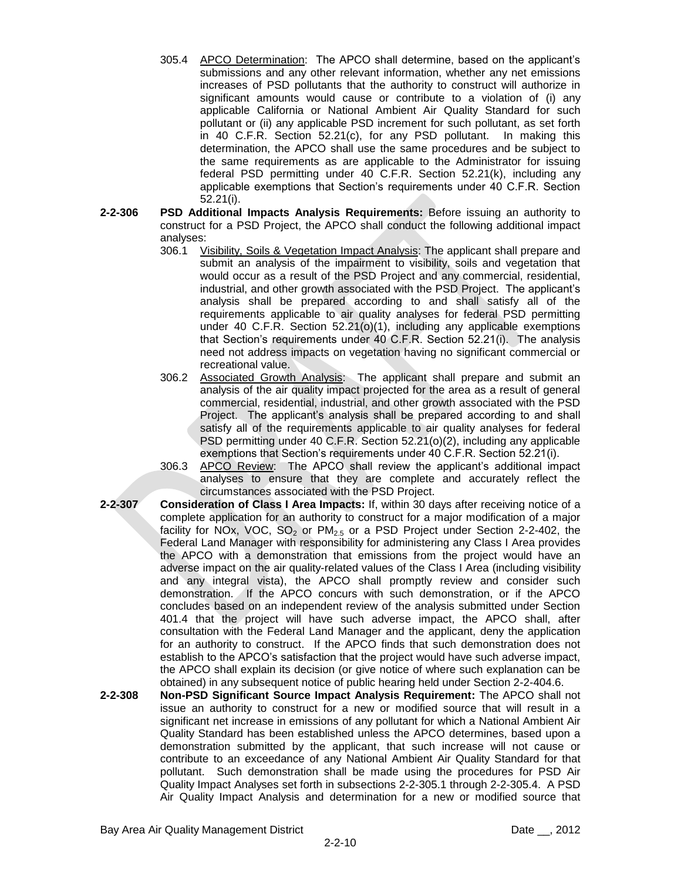305.4 APCO Determination: The APCO shall determine, based on the applicant's submissions and any other relevant information, whether any net emissions increases of PSD pollutants that the authority to construct will authorize in significant amounts would cause or contribute to a violation of (i) any applicable California or National Ambient Air Quality Standard for such pollutant or (ii) any applicable PSD increment for such pollutant, as set forth in 40 C.F.R. Section 52.21(c), for any PSD pollutant. In making this determination, the APCO shall use the same procedures and be subject to the same requirements as are applicable to the Administrator for issuing federal PSD permitting under 40 C.F.R. Section 52.21(k), including any applicable exemptions that Section's requirements under 40 C.F.R. Section 52.21(i).

**2-2-306 PSD Additional Impacts Analysis Requirements:** Before issuing an authority to construct for a PSD Project, the APCO shall conduct the following additional impact analyses:

306.1 Visibility, Soils & Vegetation Impact Analysis: The applicant shall prepare and submit an analysis of the impairment to visibility, soils and vegetation that would occur as a result of the PSD Project and any commercial, residential, industrial, and other growth associated with the PSD Project. The applicant's analysis shall be prepared according to and shall satisfy all of the requirements applicable to air quality analyses for federal PSD permitting under 40 C.F.R. Section 52.21(o)(1), including any applicable exemptions that Section's requirements under 40 C.F.R. Section 52.21(i). The analysis need not address impacts on vegetation having no significant commercial or recreational value.

306.2 Associated Growth Analysis: The applicant shall prepare and submit an analysis of the air quality impact projected for the area as a result of general commercial, residential, industrial, and other growth associated with the PSD Project. The applicant's analysis shall be prepared according to and shall satisfy all of the requirements applicable to air quality analyses for federal PSD permitting under 40 C.F.R. Section 52.21(o)(2), including any applicable exemptions that Section's requirements under 40 C.F.R. Section 52.21(i).

306.3 APCO Review: The APCO shall review the applicant's additional impact analyses to ensure that they are complete and accurately reflect the circumstances associated with the PSD Project.

**2-2-307 Consideration of Class I Area Impacts:** If, within 30 days after receiving notice of a complete application for an authority to construct for a major modification of a major facility for NOx, VOC, $SO_2$ or $PM_{2.5}$ or a PSD Project under Section 2-2-402, the Federal Land Manager with responsibility for administering any Class I Area provides the APCO with a demonstration that emissions from the project would have an adverse impact on the air quality-related values of the Class I Area (including visibility and any integral vista), the APCO shall promptly review and consider such demonstration. If the APCO concurs with such demonstration, or if the APCO concludes based on an independent review of the analysis submitted under Section 401.4 that the project will have such adverse impact, the APCO shall, after consultation with the Federal Land Manager and the applicant, deny the application for an authority to construct. If the APCO finds that such demonstration does not establish to the APCO's satisfaction that the project would have such adverse impact, the APCO shall explain its decision (or give notice of where such explanation can be obtained) in any subsequent notice of public hearing held under Section 2-2-404.6.

**2-2-308 Non-PSD Significant Source Impact Analysis Requirement:** The APCO shall not issue an authority to construct for a new or modified source that will result in a significant net increase in emissions of any pollutant for which a National Ambient Air Quality Standard has been established unless the APCO determines, based upon a demonstration submitted by the applicant, that such increase will not cause or contribute to an exceedance of any National Ambient Air Quality Standard for that pollutant. Such demonstration shall be made using the procedures for PSD Air Quality Impact Analyses set forth in subsections 2-2-305.1 through 2-2-305.4. A PSD Air Quality Impact Analysis and determination for a new or modified source that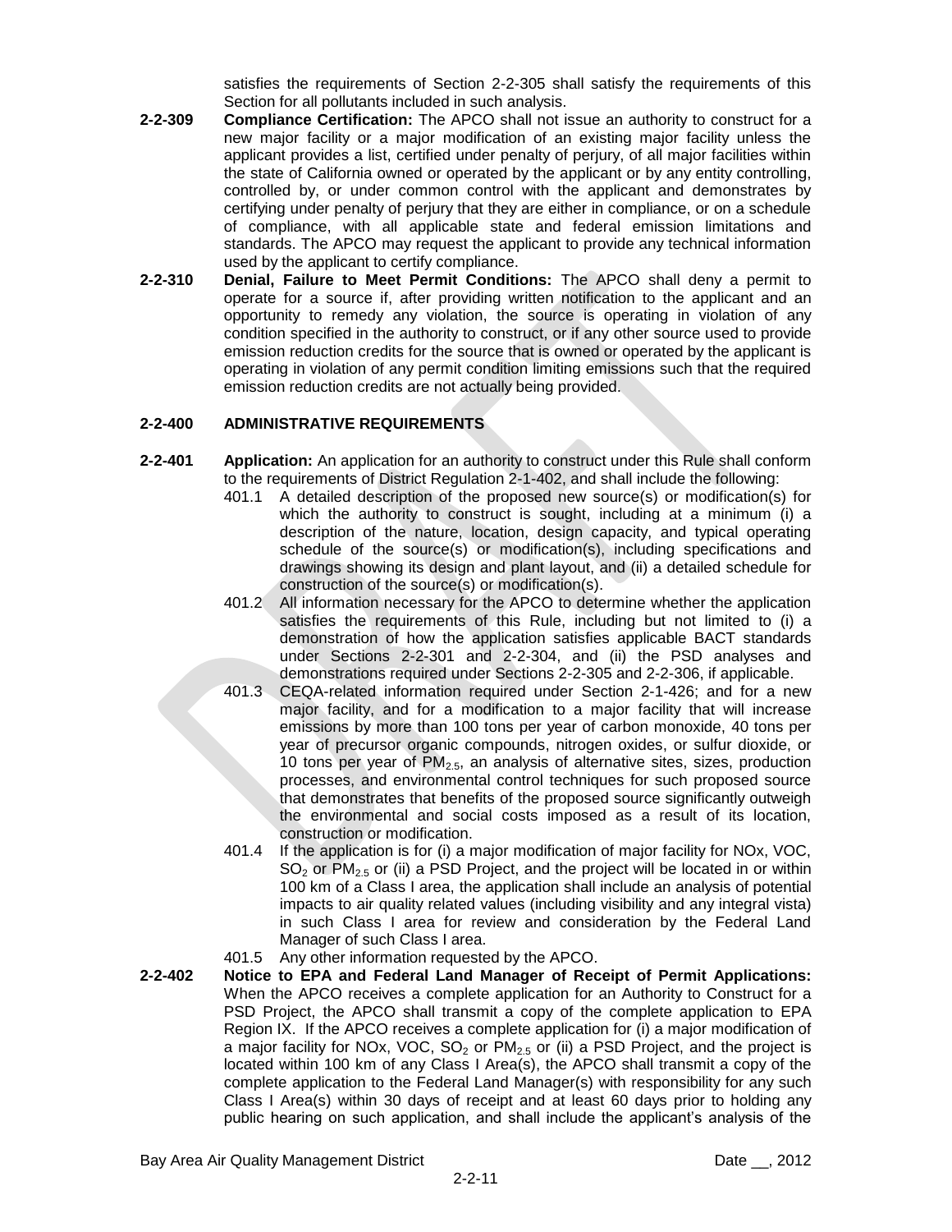satisfies the requirements of Section 2-2-305 shall satisfy the requirements of this Section for all pollutants included in such analysis.

**2-2-309 Compliance Certification:** The APCO shall not issue an authority to construct for a new major facility or a major modification of an existing major facility unless the applicant provides a list, certified under penalty of perjury, of all major facilities within the state of California owned or operated by the applicant or by any entity controlling, controlled by, or under common control with the applicant and demonstrates by certifying under penalty of perjury that they are either in compliance, or on a schedule of compliance, with all applicable state and federal emission limitations and standards. The APCO may request the applicant to provide any technical information used by the applicant to certify compliance.

**2-2-310 Denial, Failure to Meet Permit Conditions:** The APCO shall deny a permit to operate for a source if, after providing written notification to the applicant and an opportunity to remedy any violation, the source is operating in violation of any condition specified in the authority to construct, or if any other source used to provide emission reduction credits for the source that is owned or operated by the applicant is operating in violation of any permit condition limiting emissions such that the required emission reduction credits are not actually being provided.

## 2-2-400 ADMINISTRATIVE REQUIREMENTS

**2-2-401 Application:** An application for an authority to construct under this Rule shall conform to the requirements of District Regulation 2-1-402, and shall include the following:

401.1 A detailed description of the proposed new source(s) or modification(s) for which the authority to construct is sought, including at a minimum (i) a description of the nature, location, design capacity, and typical operating schedule of the source(s) or modification(s), including specifications and drawings showing its design and plant layout, and (ii) a detailed schedule for construction of the source(s) or modification(s).

401.2 All information necessary for the APCO to determine whether the application satisfies the requirements of this Rule, including but not limited to (i) a demonstration of how the application satisfies applicable BACT standards under Sections 2-2-301 and 2-2-304, and (ii) the PSD analyses and demonstrations required under Sections 2-2-305 and 2-2-306, if applicable.

401.3 CEQA-related information required under Section 2-1-426; and for a new major facility, and for a modification to a major facility that will increase emissions by more than 100 tons per year of carbon monoxide, 40 tons per year of precursor organic compounds, nitrogen oxides, or sulfur dioxide, or 10 tons per year of $PM_{2.5}$, an analysis of alternative sites, sizes, production processes, and environmental control techniques for such proposed source that demonstrates that benefits of the proposed source significantly outweigh the environmental and social costs imposed as a result of its location, construction or modification.

401.4 If the application is for (i) a major modification of major facility for NOx, VOC, $SO_2$ or $PM_{2.5}$ or (ii) a PSD Project, and the project will be located in or within 100 km of a Class I area, the application shall include an analysis of potential impacts to air quality related values (including visibility and any integral vista) in such Class I area for review and consideration by the Federal Land Manager of such Class I area.

401.5 Any other information requested by the APCO.

**2-2-402 Notice to EPA and Federal Land Manager of Receipt of Permit Applications:** When the APCO receives a complete application for an Authority to Construct for a PSD Project, the APCO shall transmit a copy of the complete application to EPA Region IX. If the APCO receives a complete application for (i) a major modification of a major facility for NOx, VOC, $SO_2$ or $PM_{2.5}$ or (ii) a PSD Project, and the project is located within 100 km of any Class I Area(s), the APCO shall transmit a copy of the complete application to the Federal Land Manager(s) with responsibility for any such Class I Area(s) within 30 days of receipt and at least 60 days prior to holding any public hearing on such application, and shall include the applicant's analysis of the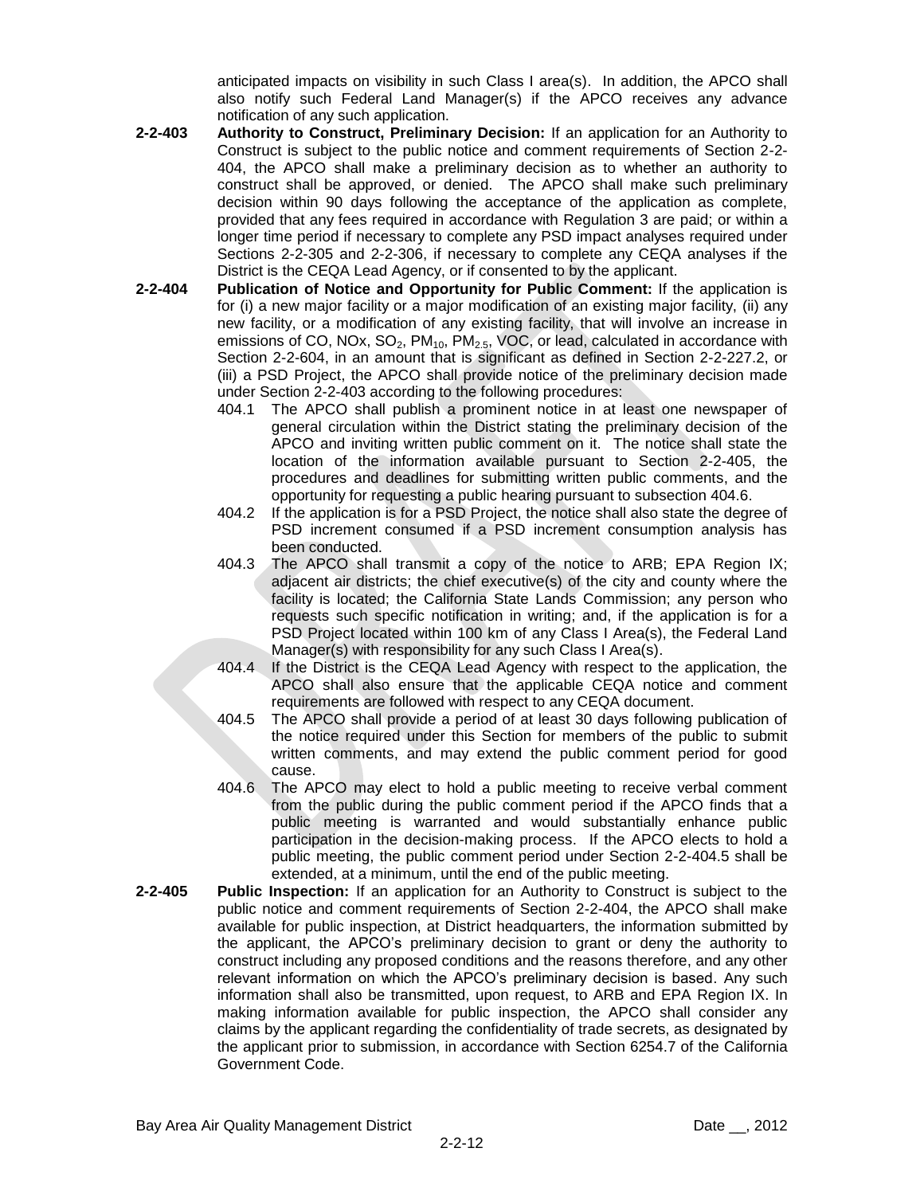anticipated impacts on visibility in such Class I area(s). In addition, the APCO shall also notify such Federal Land Manager(s) if the APCO receives any advance notification of any such application.

**2-2-403 Authority to Construct, Preliminary Decision:** If an application for an Authority to Construct is subject to the public notice and comment requirements of Section 2-2-404, the APCO shall make a preliminary decision as to whether an authority to construct shall be approved, or denied. The APCO shall make such preliminary decision within 90 days following the acceptance of the application as complete, provided that any fees required in accordance with Regulation 3 are paid; or within a longer time period if necessary to complete any PSD impact analyses required under Sections 2-2-305 and 2-2-306, if necessary to complete any CEQA analyses if the District is the CEQA Lead Agency, or if consented to by the applicant.

**2-2-404 Publication of Notice and Opportunity for Public Comment:** If the application is for (i) a new major facility or a major modification of an existing major facility, (ii) any new facility, or a modification of any existing facility, that will involve an increase in emissions of CO, NOx, $SO_2$, $PM_{10}$, $PM_{2.5}$, VOC, or lead, calculated in accordance with Section 2-2-604, in an amount that is significant as defined in Section 2-2-227.2, or (iii) a PSD Project, the APCO shall provide notice of the preliminary decision made under Section 2-2-403 according to the following procedures:

404.1 The APCO shall publish a prominent notice in at least one newspaper of general circulation within the District stating the preliminary decision of the APCO and inviting written public comment on it. The notice shall state the location of the information available pursuant to Section 2-2-405, the procedures and deadlines for submitting written public comments, and the opportunity for requesting a public hearing pursuant to subsection 404.6.

404.2 If the application is for a PSD Project, the notice shall also state the degree of PSD increment consumed if a PSD increment consumption analysis has been conducted.

404.3 The APCO shall transmit a copy of the notice to ARB; EPA Region IX; adjacent air districts; the chief executive(s) of the city and county where the facility is located; the California State Lands Commission; any person who requests such specific notification in writing; and, if the application is for a PSD Project located within 100 km of any Class I Area(s), the Federal Land Manager(s) with responsibility for any such Class I Area(s).

404.4 If the District is the CEQA Lead Agency with respect to the application, the APCO shall also ensure that the applicable CEQA notice and comment requirements are followed with respect to any CEQA document.

404.5 The APCO shall provide a period of at least 30 days following publication of the notice required under this Section for members of the public to submit written comments, and may extend the public comment period for good cause.

404.6 The APCO may elect to hold a public meeting to receive verbal comment from the public during the public comment period if the APCO finds that a public meeting is warranted and would substantially enhance public participation in the decision-making process. If the APCO elects to hold a public meeting, the public comment period under Section 2-2-404.5 shall be extended, at a minimum, until the end of the public meeting.

**2-2-405 Public Inspection:** If an application for an Authority to Construct is subject to the public notice and comment requirements of Section 2-2-404, the APCO shall make available for public inspection, at District headquarters, the information submitted by the applicant, the APCO's preliminary decision to grant or deny the authority to construct including any proposed conditions and the reasons therefore, and any other relevant information on which the APCO's preliminary decision is based. Any such information shall also be transmitted, upon request, to ARB and EPA Region IX. In making information available for public inspection, the APCO shall consider any claims by the applicant regarding the confidentiality of trade secrets, as designated by the applicant prior to submission, in accordance with Section 6254.7 of the California Government Code.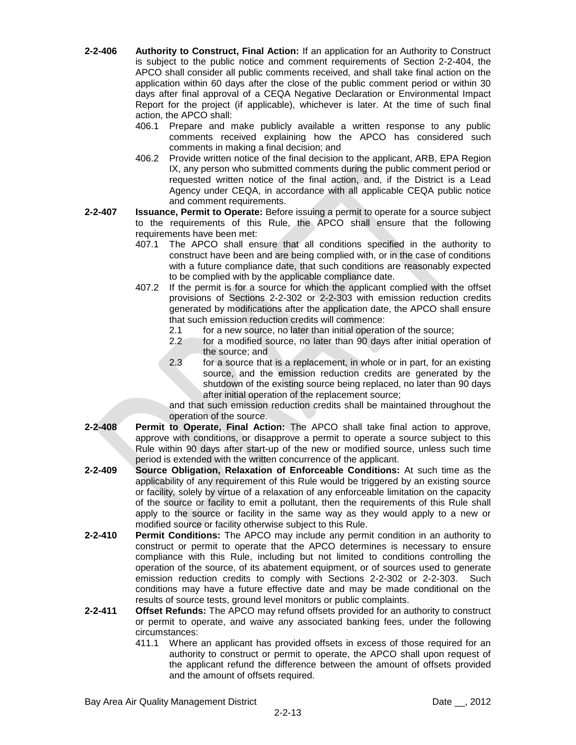**2-2-406 Authority to Construct, Final Action:** If an application for an Authority to Construct is subject to the public notice and comment requirements of Section 2-2-404, the APCO shall consider all public comments received, and shall take final action on the application within 60 days after the close of the public comment period or within 30 days after final approval of a CEQA Negative Declaration or Environmental Impact Report for the project (if applicable), whichever is later. At the time of such final action, the APCO shall:

406.1 Prepare and make publicly available a written response to any public comments received explaining how the APCO has considered such comments in making a final decision; and

406.2 Provide written notice of the final decision to the applicant, ARB, EPA Region IX, any person who submitted comments during the public comment period or requested written notice of the final action, and, if the District is a Lead Agency under CEQA, in accordance with all applicable CEQA public notice and comment requirements.

**2-2-407 Issuance, Permit to Operate:** Before issuing a permit to operate for a source subject to the requirements of this Rule, the APCO shall ensure that the following requirements have been met:

407.1 The APCO shall ensure that all conditions specified in the authority to construct have been and are being complied with, or in the case of conditions with a future compliance date, that such conditions are reasonably expected to be complied with by the applicable compliance date.

407.2 If the permit is for a source for which the applicant complied with the offset provisions of Sections 2-2-302 or 2-2-303 with emission reduction credits generated by modifications after the application date, the APCO shall ensure that such emission reduction credits will commence:

2.1 for a new source, no later than initial operation of the source;

2.2 for a modified source, no later than 90 days after initial operation of the source; and

2.3 for a source that is a replacement, in whole or in part, for an existing source, and the emission reduction credits are generated by the shutdown of the existing source being replaced, no later than 90 days after initial operation of the replacement source;

and that such emission reduction credits shall be maintained throughout the operation of the source.

**2-2-408 Permit to Operate, Final Action:** The APCO shall take final action to approve, approve with conditions, or disapprove a permit to operate a source subject to this Rule within 90 days after start-up of the new or modified source, unless such time period is extended with the written concurrence of the applicant.

**2-2-409 Source Obligation, Relaxation of Enforceable Conditions:** At such time as the applicability of any requirement of this Rule would be triggered by an existing source or facility, solely by virtue of a relaxation of any enforceable limitation on the capacity of the source or facility to emit a pollutant, then the requirements of this Rule shall apply to the source or facility in the same way as they would apply to a new or modified source or facility otherwise subject to this Rule.

**2-2-410 Permit Conditions:** The APCO may include any permit condition in an authority to construct or permit to operate that the APCO determines is necessary to ensure compliance with this Rule, including but not limited to conditions controlling the operation of the source, of its abatement equipment, or of sources used to generate emission reduction credits to comply with Sections 2-2-302 or 2-2-303. Such conditions may have a future effective date and may be made conditional on the results of source tests, ground level monitors or public complaints.

**2-2-411 Offset Refunds:** The APCO may refund offsets provided for an authority to construct or permit to operate, and waive any associated banking fees, under the following circumstances:

411.1 Where an applicant has provided offsets in excess of those required for an authority to construct or permit to operate, the APCO shall upon request of the applicant refund the difference between the amount of offsets provided and the amount of offsets required.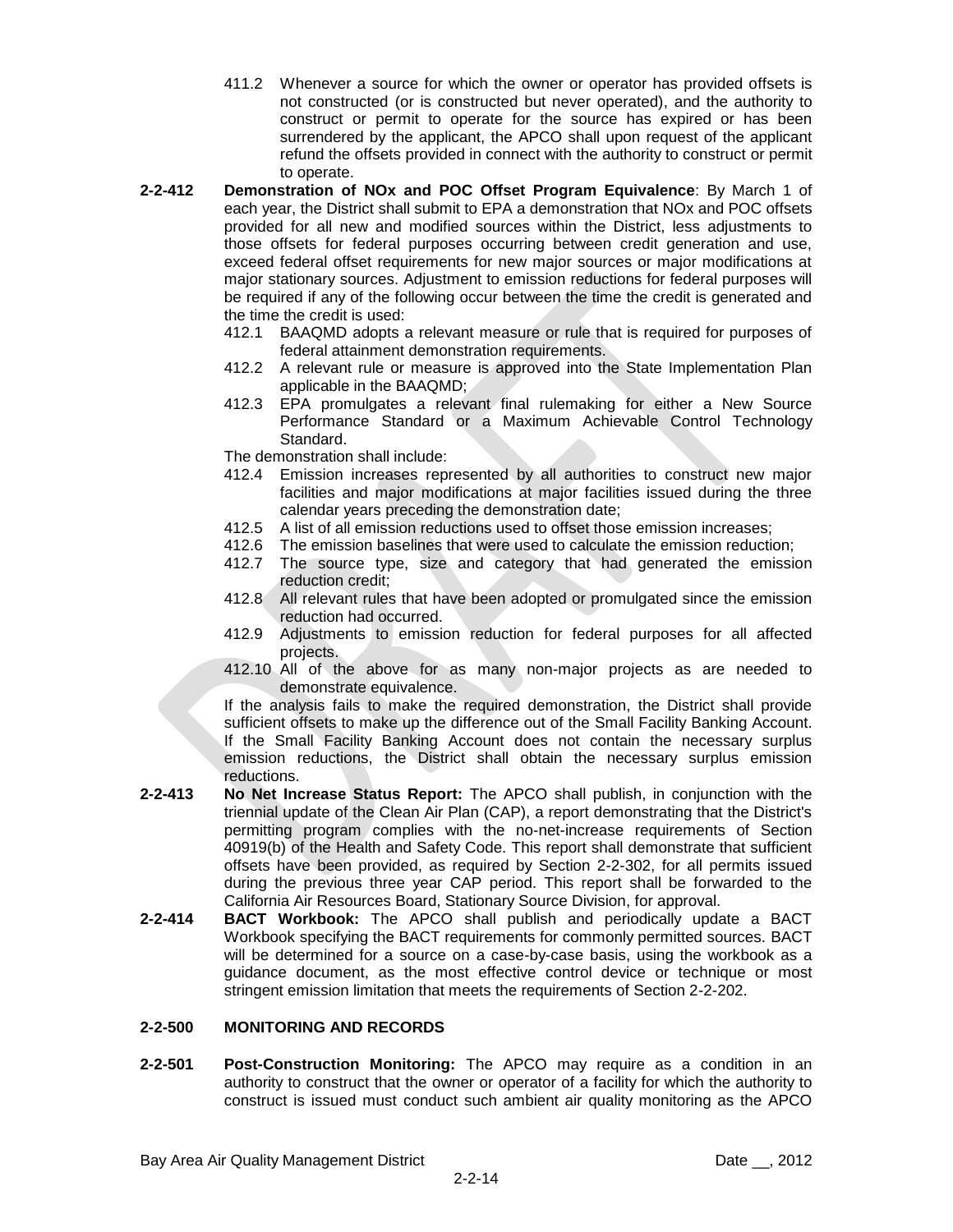411.2 Whenever a source for which the owner or operator has provided offsets is not constructed (or is constructed but never operated), and the authority to construct or permit to operate for the source has expired or has been surrendered by the applicant, the APCO shall upon request of the applicant refund the offsets provided in connect with the authority to construct or permit to operate.

**2-2-412 Demonstration of NOx and POC Offset Program Equivalence**: By March 1 of each year, the District shall submit to EPA a demonstration that NOx and POC offsets provided for all new and modified sources within the District, less adjustments to those offsets for federal purposes occurring between credit generation and use, exceed federal offset requirements for new major sources or major modifications at major stationary sources. Adjustment to emission reductions for federal purposes will be required if any of the following occur between the time the credit is generated and the time the credit is used:

412.1 BAAQMD adopts a relevant measure or rule that is required for purposes of federal attainment demonstration requirements.

412.2 A relevant rule or measure is approved into the State Implementation Plan applicable in the BAAQMD;

412.3 EPA promulgates a relevant final rulemaking for either a New Source Performance Standard or a Maximum Achievable Control Technology Standard.

The demonstration shall include:

412.4 Emission increases represented by all authorities to construct new major facilities and major modifications at major facilities issued during the three calendar years preceding the demonstration date;

412.5 A list of all emission reductions used to offset those emission increases;

412.6 The emission baselines that were used to calculate the emission reduction;

412.7 The source type, size and category that had generated the emission reduction credit;

412.8 All relevant rules that have been adopted or promulgated since the emission reduction had occurred.

412.9 Adjustments to emission reduction for federal purposes for all affected projects.

412.10 All of the above for as many non-major projects as are needed to demonstrate equivalence.

If the analysis fails to make the required demonstration, the District shall provide sufficient offsets to make up the difference out of the Small Facility Banking Account. If the Small Facility Banking Account does not contain the necessary surplus emission reductions, the District shall obtain the necessary surplus emission reductions.

**2-2-413 No Net Increase Status Report:** The APCO shall publish, in conjunction with the triennial update of the Clean Air Plan (CAP), a report demonstrating that the District's permitting program complies with the no-net-increase requirements of Section 40919(b) of the Health and Safety Code. This report shall demonstrate that sufficient offsets have been provided, as required by Section 2-2-302, for all permits issued during the previous three year CAP period. This report shall be forwarded to the California Air Resources Board, Stationary Source Division, for approval.

**2-2-414 BACT Workbook:** The APCO shall publish and periodically update a BACT Workbook specifying the BACT requirements for commonly permitted sources. BACT will be determined for a source on a case-by-case basis, using the workbook as a guidance document, as the most effective control device or technique or most stringent emission limitation that meets the requirements of Section 2-2-202.

## 2-2-500 MONITORING AND RECORDS

**2-2-501 Post-Construction Monitoring:** The APCO may require as a condition in an authority to construct that the owner or operator of a facility for which the authority to construct is issued must conduct such ambient air quality monitoring as the APCO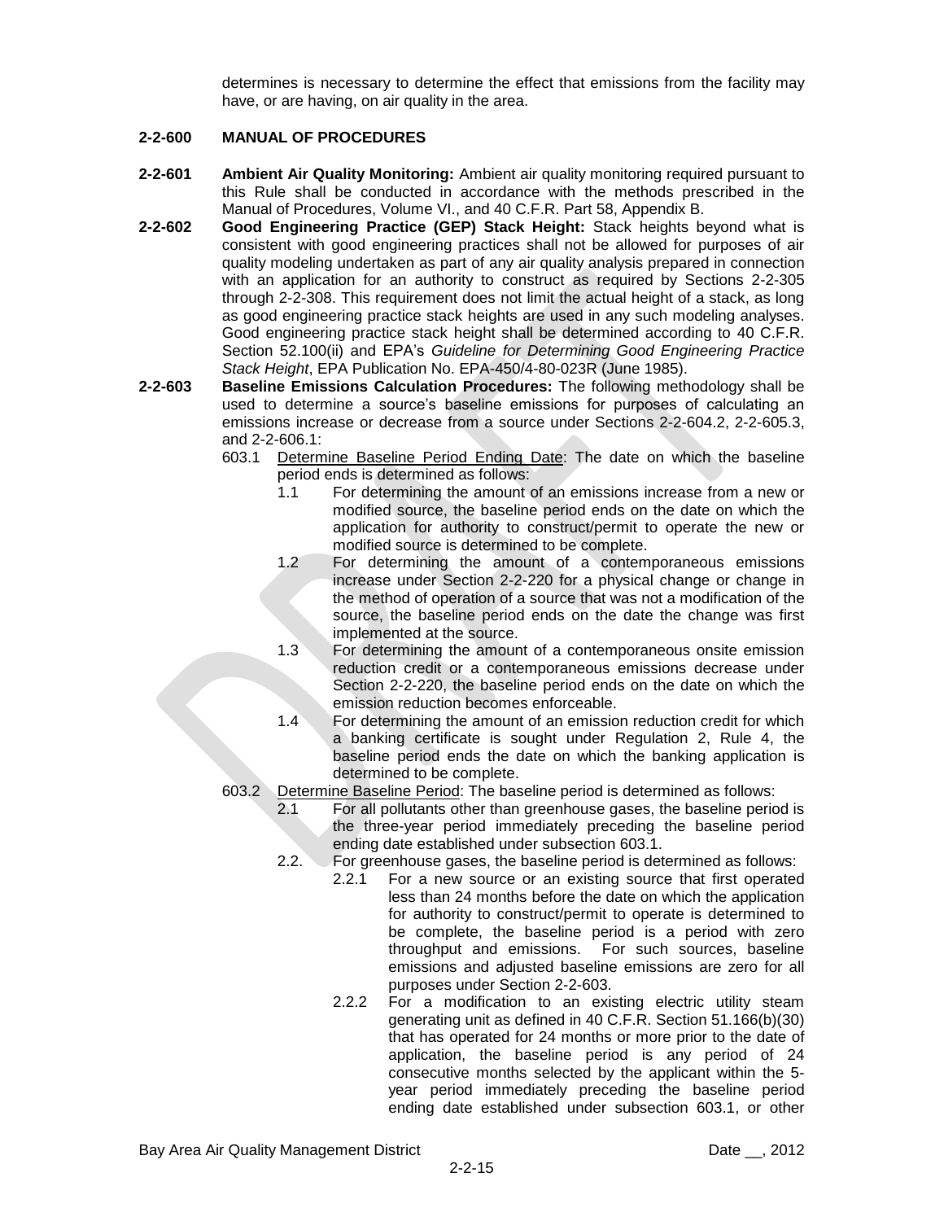determines is necessary to determine the effect that emissions from the facility may have, or are having, on air quality in the area.

**2-2-600 MANUAL OF PROCEDURES**

**2-2-601 Ambient Air Quality Monitoring:** Ambient air quality monitoring required pursuant to this Rule shall be conducted in accordance with the methods prescribed in the Manual of Procedures, Volume VI., and 40 C.F.R. Part 58, Appendix B.

**2-2-602 Good Engineering Practice (GEP) Stack Height:** Stack heights beyond what is consistent with good engineering practices shall not be allowed for purposes of air quality modeling undertaken as part of any air quality analysis prepared in connection with an application for an authority to construct as required by Sections 2-2-305 through 2-2-308. This requirement does not limit the actual height of a stack, as long as good engineering practice stack heights are used in any such modeling analyses. Good engineering practice stack height shall be determined according to 40 C.F.R. Section 52.100(ii) and EPA's *Guideline for Determining Good Engineering Practice Stack Height*, EPA Publication No. EPA-450/4-80-023R (June 1985).

**2-2-603 Baseline Emissions Calculation Procedures:** The following methodology shall be used to determine a source's baseline emissions for purposes of calculating an emissions increase or decrease from a source under Sections 2-2-604.2, 2-2-605.3, and 2-2-606.1:

603.1 Determine Baseline Period Ending Date: The date on which the baseline period ends is determined as follows:

1.1 For determining the amount of an emissions increase from a new or modified source, the baseline period ends on the date on which the application for authority to construct/permit to operate the new or modified source is determined to be complete.

1.2 For determining the amount of a contemporaneous emissions increase under Section 2-2-220 for a physical change or change in the method of operation of a source that was not a modification of the source, the baseline period ends on the date the change was first implemented at the source.

1.3 For determining the amount of a contemporaneous onsite emission reduction credit or a contemporaneous emissions decrease under Section 2-2-220, the baseline period ends on the date on which the emission reduction becomes enforceable.

1.4 For determining the amount of an emission reduction credit for which a banking certificate is sought under Regulation 2, Rule 4, the baseline period ends the date on which the banking application is determined to be complete.

603.2 Determine Baseline Period: The baseline period is determined as follows:

2.1 For all pollutants other than greenhouse gases, the baseline period is the three-year period immediately preceding the baseline period ending date established under subsection 603.1.

2.2. For greenhouse gases, the baseline period is determined as follows:

2.2.1 For a new source or an existing source that first operated less than 24 months before the date on which the application for authority to construct/permit to operate is determined to be complete, the baseline period is a period with zero throughput and emissions. For such sources, baseline emissions and adjusted baseline emissions are zero for all purposes under Section 2-2-603.

2.2.2 For a modification to an existing electric utility steam generating unit as defined in 40 C.F.R. Section 51.166(b)(30) that has operated for 24 months or more prior to the date of application, the baseline period is any period of 24 consecutive months selected by the applicant within the 5-year period immediately preceding the baseline period ending date established under subsection 603.1, or other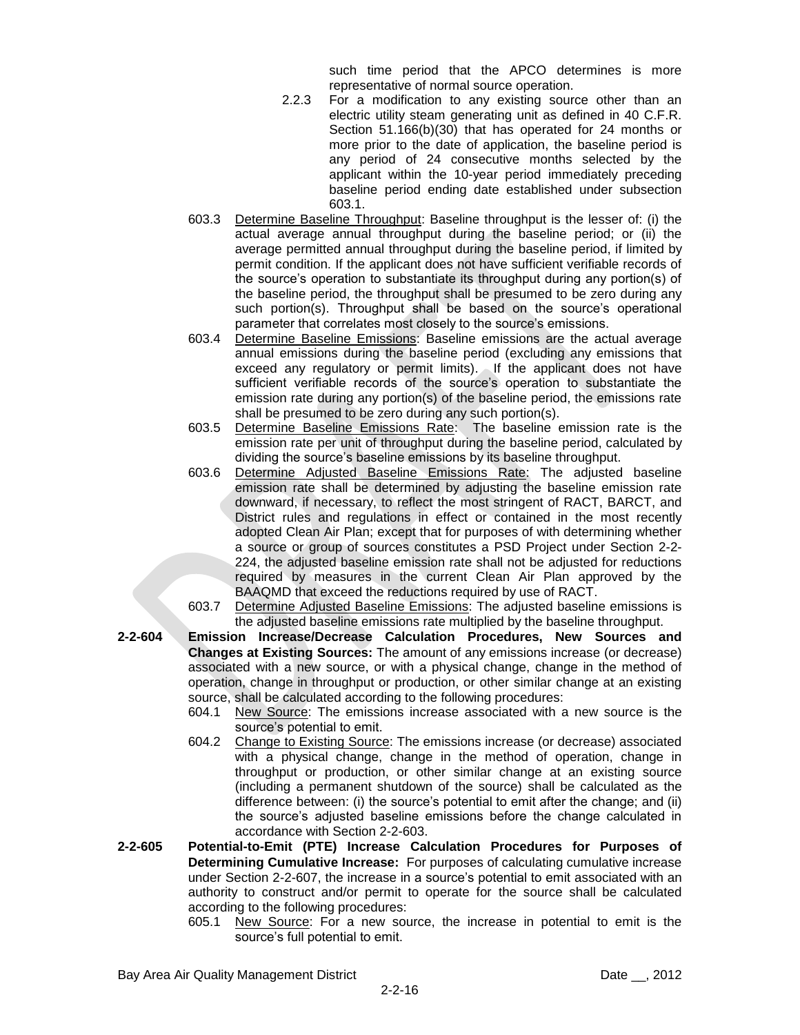such time period that the APCO determines is more representative of normal source operation.

2.2.3 For a modification to any existing source other than an electric utility steam generating unit as defined in 40 C.F.R. Section 51.166(b)(30) that has operated for 24 months or more prior to the date of application, the baseline period is any period of 24 consecutive months selected by the applicant within the 10-year period immediately preceding baseline period ending date established under subsection 603.1.

603.3 Determine Baseline Throughput: Baseline throughput is the lesser of: (i) the actual average annual throughput during the baseline period; or (ii) the average permitted annual throughput during the baseline period, if limited by permit condition. If the applicant does not have sufficient verifiable records of the source's operation to substantiate its throughput during any portion(s) of the baseline period, the throughput shall be presumed to be zero during any such portion(s). Throughput shall be based on the source's operational parameter that correlates most closely to the source's emissions.

603.4 Determine Baseline Emissions: Baseline emissions are the actual average annual emissions during the baseline period (excluding any emissions that exceed any regulatory or permit limits). If the applicant does not have sufficient verifiable records of the source's operation to substantiate the emission rate during any portion(s) of the baseline period, the emissions rate shall be presumed to be zero during any such portion(s).

603.5 Determine Baseline Emissions Rate: The baseline emission rate is the emission rate per unit of throughput during the baseline period, calculated by dividing the source's baseline emissions by its baseline throughput.

603.6 Determine Adjusted Baseline Emissions Rate: The adjusted baseline emission rate shall be determined by adjusting the baseline emission rate downward, if necessary, to reflect the most stringent of RACT, BARCT, and District rules and regulations in effect or contained in the most recently adopted Clean Air Plan; except that for purposes of with determining whether a source or group of sources constitutes a PSD Project under Section 2-2-224, the adjusted baseline emission rate shall not be adjusted for reductions required by measures in the current Clean Air Plan approved by the BAAQMD that exceed the reductions required by use of RACT.

603.7 Determine Adjusted Baseline Emissions: The adjusted baseline emissions is the adjusted baseline emissions rate multiplied by the baseline throughput.

**2-2-604 Emission Increase/Decrease Calculation Procedures, New Sources and Changes at Existing Sources:** The amount of any emissions increase (or decrease) associated with a new source, or with a physical change, change in the method of operation, change in throughput or production, or other similar change at an existing source, shall be calculated according to the following procedures:

604.1 New Source: The emissions increase associated with a new source is the source's potential to emit.

604.2 Change to Existing Source: The emissions increase (or decrease) associated with a physical change, change in the method of operation, change in throughput or production, or other similar change at an existing source (including a permanent shutdown of the source) shall be calculated as the difference between: (i) the source's potential to emit after the change; and (ii) the source's adjusted baseline emissions before the change calculated in accordance with Section 2-2-603.

**2-2-605 Potential-to-Emit (PTE) Increase Calculation Procedures for Purposes of Determining Cumulative Increase:** For purposes of calculating cumulative increase under Section 2-2-607, the increase in a source's potential to emit associated with an authority to construct and/or permit to operate for the source shall be calculated according to the following procedures:

605.1 New Source: For a new source, the increase in potential to emit is the source's full potential to emit.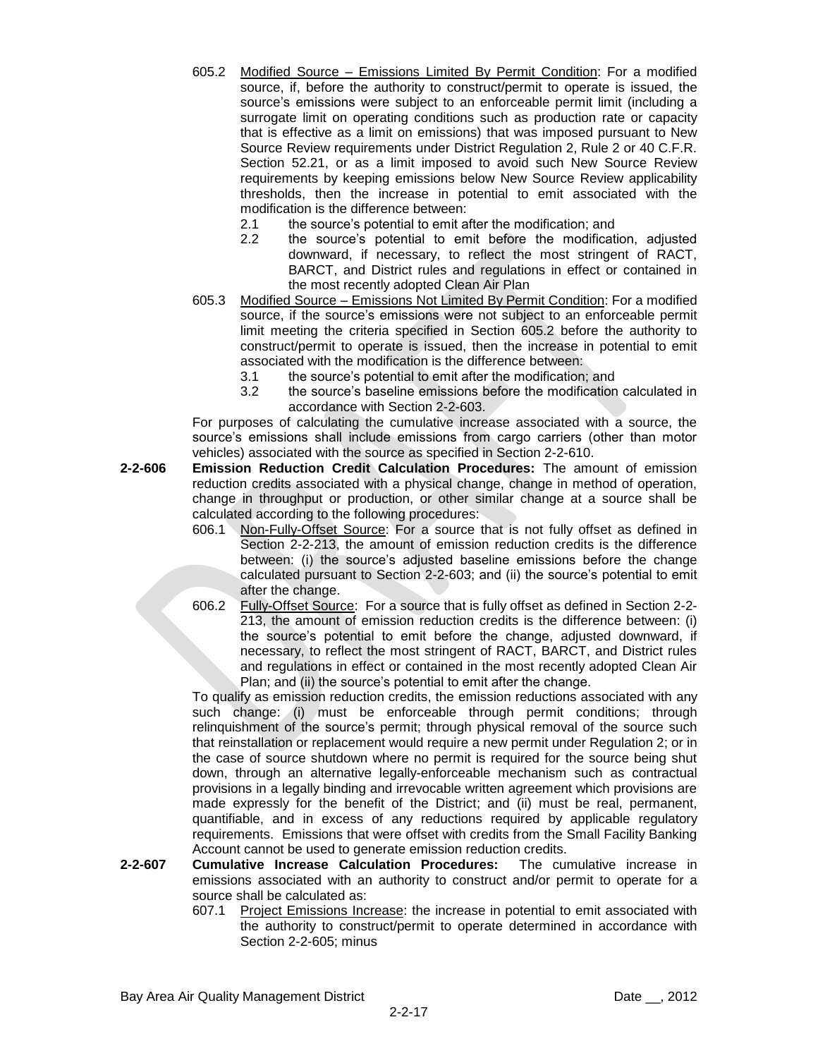605.2 Modified Source – Emissions Limited By Permit Condition: For a modified source, if, before the authority to construct/permit to operate is issued, the source's emissions were subject to an enforceable permit limit (including a surrogate limit on operating conditions such as production rate or capacity that is effective as a limit on emissions) that was imposed pursuant to New Source Review requirements under District Regulation 2, Rule 2 or 40 C.F.R. Section 52.21, or as a limit imposed to avoid such New Source Review requirements by keeping emissions below New Source Review applicability thresholds, then the increase in potential to emit associated with the modification is the difference between:

2.1 the source's potential to emit after the modification; and

2.2 the source's potential to emit before the modification, adjusted downward, if necessary, to reflect the most stringent of RACT, BARCT, and District rules and regulations in effect or contained in the most recently adopted Clean Air Plan

605.3 Modified Source – Emissions Not Limited By Permit Condition: For a modified source, if the source's emissions were not subject to an enforceable permit limit meeting the criteria specified in Section 605.2 before the authority to construct/permit to operate is issued, then the increase in potential to emit associated with the modification is the difference between:

3.1 the source's potential to emit after the modification; and

3.2 the source's baseline emissions before the modification calculated in accordance with Section 2-2-603.

For purposes of calculating the cumulative increase associated with a source, the source's emissions shall include emissions from cargo carriers (other than motor vehicles) associated with the source as specified in Section 2-2-610.

**2-2-606 Emission Reduction Credit Calculation Procedures:** The amount of emission reduction credits associated with a physical change, change in method of operation, change in throughput or production, or other similar change at a source shall be calculated according to the following procedures:

606.1 Non-Fully-Offset Source: For a source that is not fully offset as defined in Section 2-2-213, the amount of emission reduction credits is the difference between: (i) the source's adjusted baseline emissions before the change calculated pursuant to Section 2-2-603; and (ii) the source's potential to emit after the change.

606.2 Fully-Offset Source: For a source that is fully offset as defined in Section 2-2-213, the amount of emission reduction credits is the difference between: (i) the source's potential to emit before the change, adjusted downward, if necessary, to reflect the most stringent of RACT, BARCT, and District rules and regulations in effect or contained in the most recently adopted Clean Air Plan; and (ii) the source's potential to emit after the change.

To qualify as emission reduction credits, the emission reductions associated with any such change: (i) must be enforceable through permit conditions; through relinquishment of the source's permit; through physical removal of the source such that reinstallation or replacement would require a new permit under Regulation 2; or in the case of source shutdown where no permit is required for the source being shut down, through an alternative legally-enforceable mechanism such as contractual provisions in a legally binding and irrevocable written agreement which provisions are made expressly for the benefit of the District; and (ii) must be real, permanent, quantifiable, and in excess of any reductions required by applicable regulatory requirements. Emissions that were offset with credits from the Small Facility Banking Account cannot be used to generate emission reduction credits.

**2-2-607 Cumulative Increase Calculation Procedures:** The cumulative increase in emissions associated with an authority to construct and/or permit to operate for a source shall be calculated as:

607.1 Project Emissions Increase: the increase in potential to emit associated with the authority to construct/permit to operate determined in accordance with Section 2-2-605; minus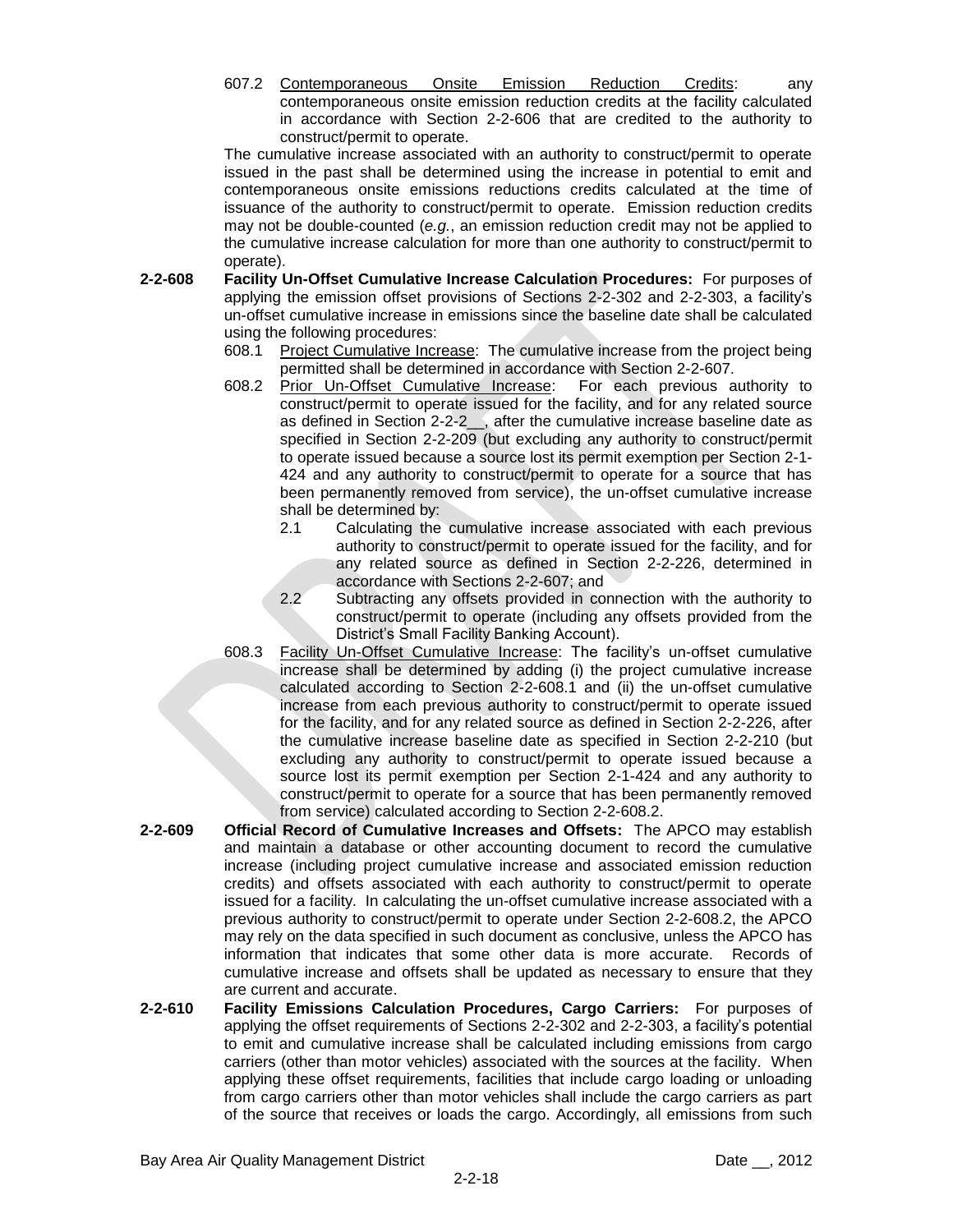607.2 Contemporaneous Onsite Emission Reduction Credits: any contemporaneous onsite emission reduction credits at the facility calculated in accordance with Section 2-2-606 that are credited to the authority to construct/permit to operate.

The cumulative increase associated with an authority to construct/permit to operate issued in the past shall be determined using the increase in potential to emit and contemporaneous onsite emissions reductions credits calculated at the time of issuance of the authority to construct/permit to operate. Emission reduction credits may not be double-counted (*e.g.*, an emission reduction credit may not be applied to the cumulative increase calculation for more than one authority to construct/permit to operate).

**2-2-608 Facility Un-Offset Cumulative Increase Calculation Procedures:** For purposes of applying the emission offset provisions of Sections 2-2-302 and 2-2-303, a facility's un-offset cumulative increase in emissions since the baseline date shall be calculated using the following procedures:

608.1 Project Cumulative Increase: The cumulative increase from the project being permitted shall be determined in accordance with Section 2-2-607.

608.2 Prior Un-Offset Cumulative Increase: For each previous authority to construct/permit to operate issued for the facility, and for any related source as defined in Section 2-2-2__, after the cumulative increase baseline date as specified in Section 2-2-209 (but excluding any authority to construct/permit to operate issued because a source lost its permit exemption per Section 2-1-424 and any authority to construct/permit to operate for a source that has been permanently removed from service), the un-offset cumulative increase shall be determined by:

2.1 Calculating the cumulative increase associated with each previous authority to construct/permit to operate issued for the facility, and for any related source as defined in Section 2-2-226, determined in accordance with Sections 2-2-607; and

2.2 Subtracting any offsets provided in connection with the authority to construct/permit to operate (including any offsets provided from the District's Small Facility Banking Account).

608.3 Facility Un-Offset Cumulative Increase: The facility's un-offset cumulative increase shall be determined by adding (i) the project cumulative increase calculated according to Section 2-2-608.1 and (ii) the un-offset cumulative increase from each previous authority to construct/permit to operate issued for the facility, and for any related source as defined in Section 2-2-226, after the cumulative increase baseline date as specified in Section 2-2-210 (but excluding any authority to construct/permit to operate issued because a source lost its permit exemption per Section 2-1-424 and any authority to construct/permit to operate for a source that has been permanently removed from service) calculated according to Section 2-2-608.2.

**2-2-609 Official Record of Cumulative Increases and Offsets:** The APCO may establish and maintain a database or other accounting document to record the cumulative increase (including project cumulative increase and associated emission reduction credits) and offsets associated with each authority to construct/permit to operate issued for a facility. In calculating the un-offset cumulative increase associated with a previous authority to construct/permit to operate under Section 2-2-608.2, the APCO may rely on the data specified in such document as conclusive, unless the APCO has information that indicates that some other data is more accurate. Records of cumulative increase and offsets shall be updated as necessary to ensure that they are current and accurate.

**2-2-610 Facility Emissions Calculation Procedures, Cargo Carriers:** For purposes of applying the offset requirements of Sections 2-2-302 and 2-2-303, a facility's potential to emit and cumulative increase shall be calculated including emissions from cargo carriers (other than motor vehicles) associated with the sources at the facility. When applying these offset requirements, facilities that include cargo loading or unloading from cargo carriers other than motor vehicles shall include the cargo carriers as part of the source that receives or loads the cargo. Accordingly, all emissions from such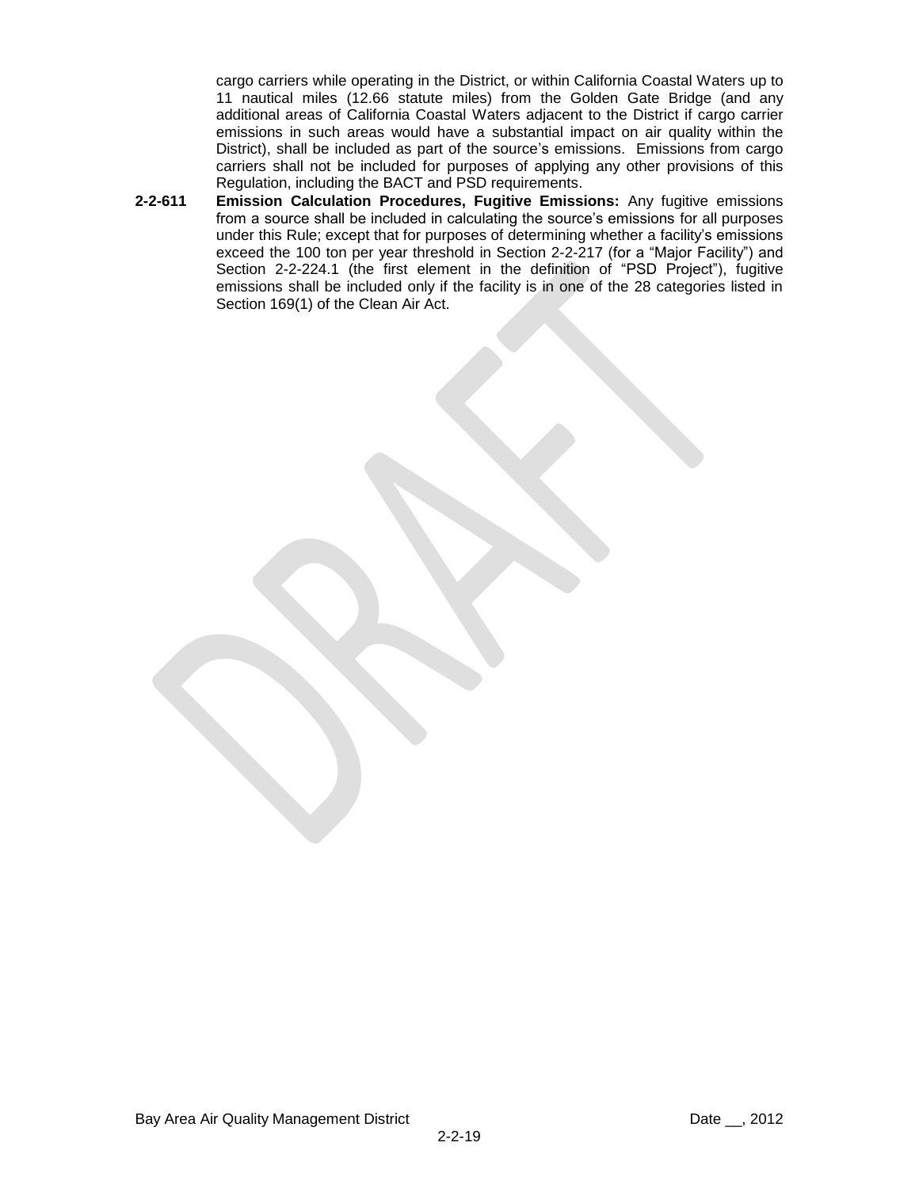cargo carriers while operating in the District, or within California Coastal Waters up to 11 nautical miles (12.66 statute miles) from the Golden Gate Bridge (and any additional areas of California Coastal Waters adjacent to the District if cargo carrier emissions in such areas would have a substantial impact on air quality within the District), shall be included as part of the source's emissions. Emissions from cargo carriers shall not be included for purposes of applying any other provisions of this Regulation, including the BACT and PSD requirements.

**2-2-611 Emission Calculation Procedures, Fugitive Emissions:** Any fugitive emissions from a source shall be included in calculating the source's emissions for all purposes under this Rule; except that for purposes of determining whether a facility's emissions exceed the 100 ton per year threshold in Section 2-2-217 (for a "Major Facility") and Section 2-2-224.1 (the first element in the definition of "PSD Project"), fugitive emissions shall be included only if the facility is in one of the 28 categories listed in Section 169(1) of the Clean Air Act.